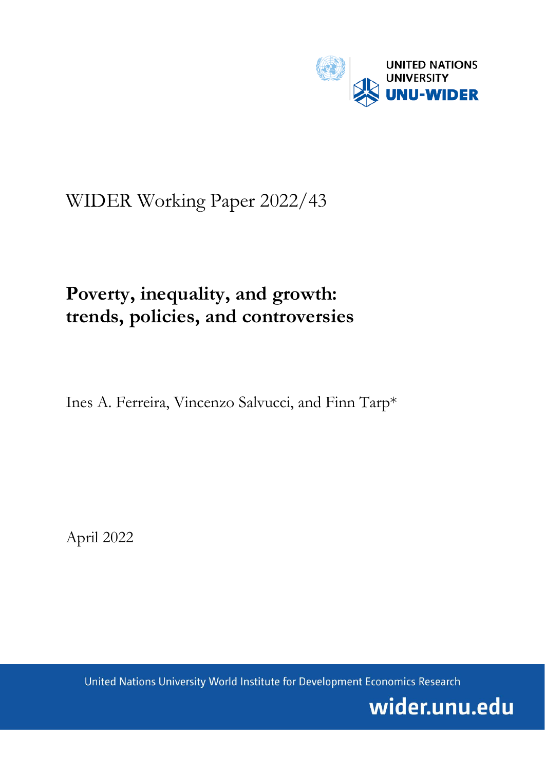UNITED NATIONS UNIVERSITY
UNU-WIDER

WIDER Working Paper 2022/43

# Poverty, inequality, and growth: trends, policies, and controversies

Ines A. Ferreira, Vincenzo Salvucci, and Finn Tarp*

April 2022

United Nations University World Institute for Development Economics Research

wider.unu.edu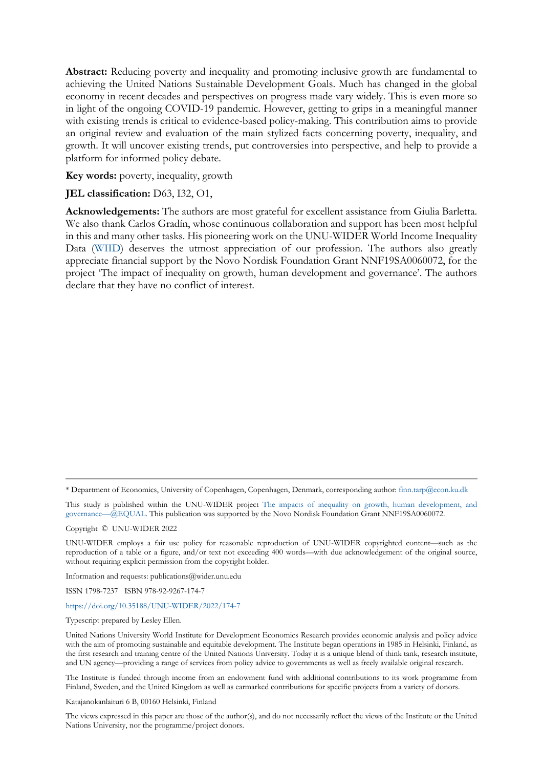**Abstract:** Reducing poverty and inequality and promoting inclusive growth are fundamental to achieving the United Nations Sustainable Development Goals. Much has changed in the global economy in recent decades and perspectives on progress made vary widely. This is even more so in light of the ongoing COVID-19 pandemic. However, getting to grips in a meaningful manner with existing trends is critical to evidence-based policy-making. This contribution aims to provide an original review and evaluation of the main stylized facts concerning poverty, inequality, and growth. It will uncover existing trends, put controversies into perspective, and help to provide a platform for informed policy debate.

**Key words:** poverty, inequality, growth

**JEL classification:** D63, I32, O1,

**Acknowledgements:** The authors are most grateful for excellent assistance from Giulia Barletta. We also thank Carlos Gradín, whose continuous collaboration and support has been most helpful in this and many other tasks. His pioneering work on the UNU-WIDER World Income Inequality Data (WIID) deserves the utmost appreciation of our profession. The authors also greatly appreciate financial support by the Novo Nordisk Foundation Grant NNF19SA0060072, for the project 'The impact of inequality on growth, human development and governance'. The authors declare that they have no conflict of interest.

---

* Department of Economics, University of Copenhagen, Copenhagen, Denmark, corresponding author: finn.tarp@econ.ku.dk

This study is published within the UNU-WIDER project The impacts of inequality on growth, human development, and governance—@EQUAL. This publication was supported by the Novo Nordisk Foundation Grant NNF19SA0060072.

Copyright © UNU-WIDER 2022

UNU-WIDER employs a fair use policy for reasonable reproduction of UNU-WIDER copyrighted content—such as the reproduction of a table or a figure, and/or text not exceeding 400 words—with due acknowledgement of the original source, without requiring explicit permission from the copyright holder.

Information and requests: publications@wider.unu.edu

ISSN 1798-7237 ISBN 978-92-9267-174-7

https://doi.org/10.35188/UNU-WIDER/2022/174-7

Typescript prepared by Lesley Ellen.

United Nations University World Institute for Development Economics Research provides economic analysis and policy advice with the aim of promoting sustainable and equitable development. The Institute began operations in 1985 in Helsinki, Finland, as the first research and training centre of the United Nations University. Today it is a unique blend of think tank, research institute, and UN agency—providing a range of services from policy advice to governments as well as freely available original research.

The Institute is funded through income from an endowment fund with additional contributions to its work programme from Finland, Sweden, and the United Kingdom as well as earmarked contributions for specific projects from a variety of donors.

Katajanokanlaituri 6 B, 00160 Helsinki, Finland

The views expressed in this paper are those of the author(s), and do not necessarily reflect the views of the Institute or the United Nations University, nor the programme/project donors.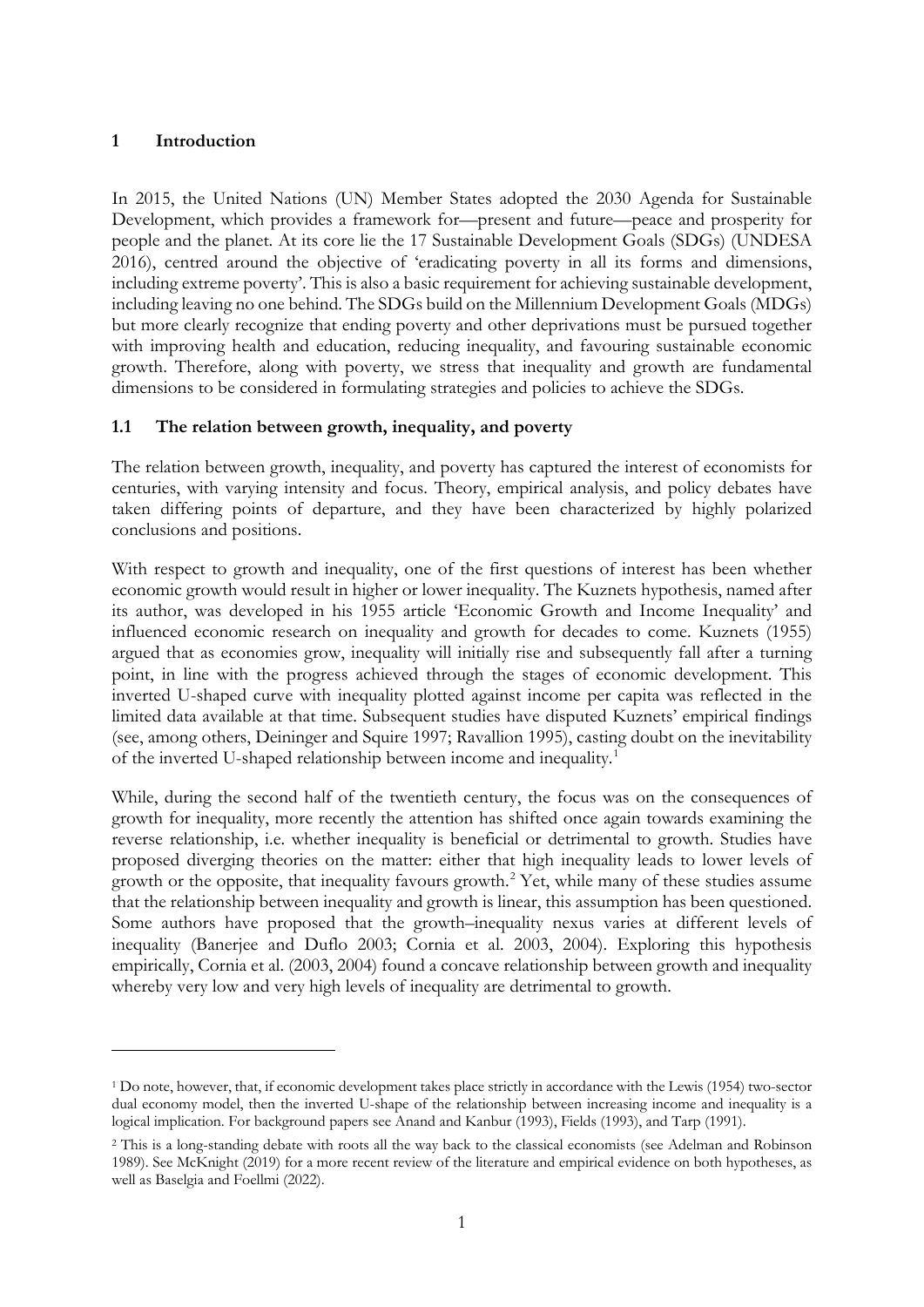# 1 Introduction

In 2015, the United Nations (UN) Member States adopted the 2030 Agenda for Sustainable Development, which provides a framework for—present and future—peace and prosperity for people and the planet. At its core lie the 17 Sustainable Development Goals (SDGs) (UNDESA 2016), centred around the objective of 'eradicating poverty in all its forms and dimensions, including extreme poverty'. This is also a basic requirement for achieving sustainable development, including leaving no one behind. The SDGs build on the Millennium Development Goals (MDGs) but more clearly recognize that ending poverty and other deprivations must be pursued together with improving health and education, reducing inequality, and favouring sustainable economic growth. Therefore, along with poverty, we stress that inequality and growth are fundamental dimensions to be considered in formulating strategies and policies to achieve the SDGs.

## 1.1 The relation between growth, inequality, and poverty

The relation between growth, inequality, and poverty has captured the interest of economists for centuries, with varying intensity and focus. Theory, empirical analysis, and policy debates have taken differing points of departure, and they have been characterized by highly polarized conclusions and positions.

With respect to growth and inequality, one of the first questions of interest has been whether economic growth would result in higher or lower inequality. The Kuznets hypothesis, named after its author, was developed in his 1955 article 'Economic Growth and Income Inequality' and influenced economic research on inequality and growth for decades to come. Kuznets (1955) argued that as economies grow, inequality will initially rise and subsequently fall after a turning point, in line with the progress achieved through the stages of economic development. This inverted U-shaped curve with inequality plotted against income per capita was reflected in the limited data available at that time. Subsequent studies have disputed Kuznets' empirical findings (see, among others, Deininger and Squire 1997; Ravallion 1995), casting doubt on the inevitability of the inverted U-shaped relationship between income and inequality.[1]

While, during the second half of the twentieth century, the focus was on the consequences of growth for inequality, more recently the attention has shifted once again towards examining the reverse relationship, i.e. whether inequality is beneficial or detrimental to growth. Studies have proposed diverging theories on the matter: either that high inequality leads to lower levels of growth or the opposite, that inequality favours growth.[2] Yet, while many of these studies assume that the relationship between inequality and growth is linear, this assumption has been questioned. Some authors have proposed that the growth–inequality nexus varies at different levels of inequality (Banerjee and Duflo 2003; Cornia et al. 2003, 2004). Exploring this hypothesis empirically, Cornia et al. (2003, 2004) found a concave relationship between growth and inequality whereby very low and very high levels of inequality are detrimental to growth.

---

[1] Do note, however, that, if economic development takes place strictly in accordance with the Lewis (1954) two-sector dual economy model, then the inverted U-shape of the relationship between increasing income and inequality is a logical implication. For background papers see Anand and Kanbur (1993), Fields (1993), and Tarp (1991).

[2] This is a long-standing debate with roots all the way back to the classical economists (see Adelman and Robinson 1989). See McKnight (2019) for a more recent review of the literature and empirical evidence on both hypotheses, as well as Baselgia and Foellmi (2022).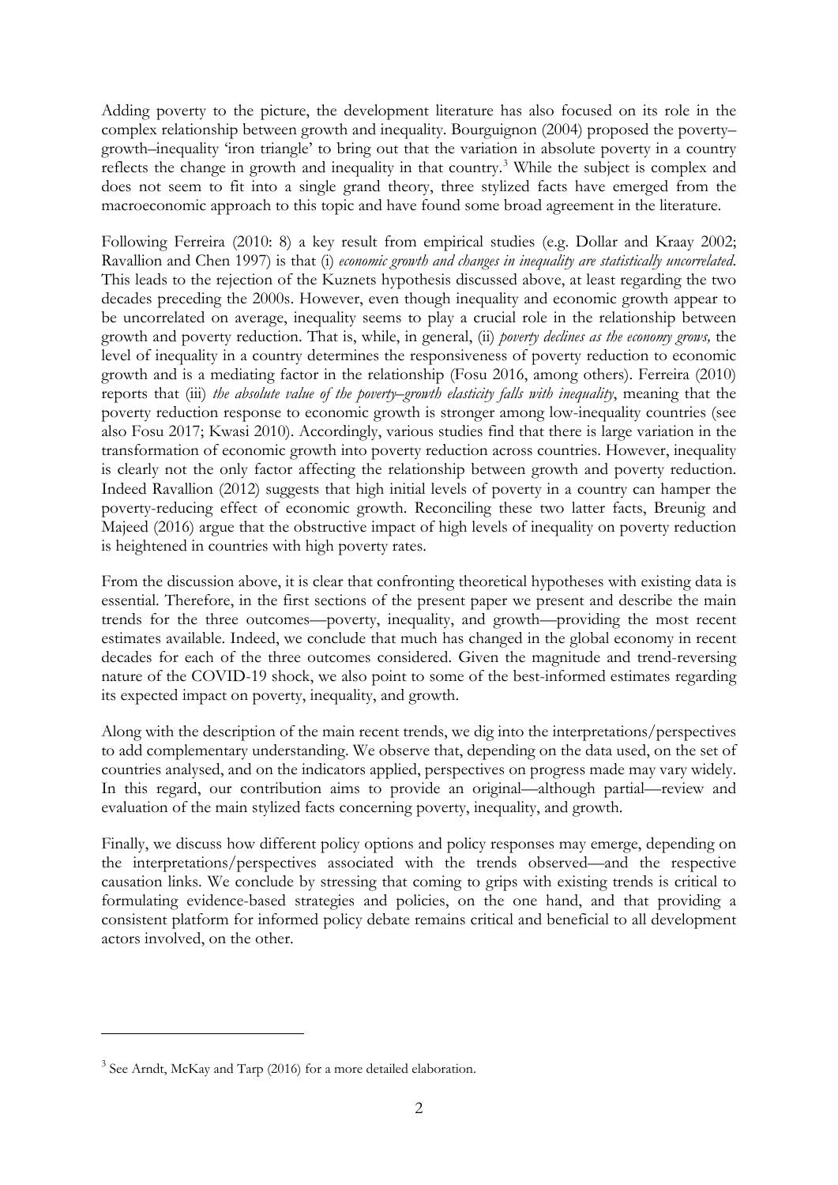Adding poverty to the picture, the development literature has also focused on its role in the complex relationship between growth and inequality. Bourguignon (2004) proposed the poverty–growth–inequality 'iron triangle' to bring out that the variation in absolute poverty in a country reflects the change in growth and inequality in that country.[3] While the subject is complex and does not seem to fit into a single grand theory, three stylized facts have emerged from the macroeconomic approach to this topic and have found some broad agreement in the literature.

Following Ferreira (2010: 8) a key result from empirical studies (e.g. Dollar and Kraay 2002; Ravallion and Chen 1997) is that (i) *economic growth and changes in inequality are statistically uncorrelated*. This leads to the rejection of the Kuznets hypothesis discussed above, at least regarding the two decades preceding the 2000s. However, even though inequality and economic growth appear to be uncorrelated on average, inequality seems to play a crucial role in the relationship between growth and poverty reduction. That is, while, in general, (ii) *poverty declines as the economy grows,* the level of inequality in a country determines the responsiveness of poverty reduction to economic growth and is a mediating factor in the relationship (Fosu 2016, among others). Ferreira (2010) reports that (iii) *the absolute value of the poverty–growth elasticity falls with inequality*, meaning that the poverty reduction response to economic growth is stronger among low-inequality countries (see also Fosu 2017; Kwasi 2010). Accordingly, various studies find that there is large variation in the transformation of economic growth into poverty reduction across countries. However, inequality is clearly not the only factor affecting the relationship between growth and poverty reduction. Indeed Ravallion (2012) suggests that high initial levels of poverty in a country can hamper the poverty-reducing effect of economic growth. Reconciling these two latter facts, Breunig and Majeed (2016) argue that the obstructive impact of high levels of inequality on poverty reduction is heightened in countries with high poverty rates.

From the discussion above, it is clear that confronting theoretical hypotheses with existing data is essential. Therefore, in the first sections of the present paper we present and describe the main trends for the three outcomes—poverty, inequality, and growth—providing the most recent estimates available. Indeed, we conclude that much has changed in the global economy in recent decades for each of the three outcomes considered. Given the magnitude and trend-reversing nature of the COVID-19 shock, we also point to some of the best-informed estimates regarding its expected impact on poverty, inequality, and growth.

Along with the description of the main recent trends, we dig into the interpretations/perspectives to add complementary understanding. We observe that, depending on the data used, on the set of countries analysed, and on the indicators applied, perspectives on progress made may vary widely. In this regard, our contribution aims to provide an original—although partial—review and evaluation of the main stylized facts concerning poverty, inequality, and growth.

Finally, we discuss how different policy options and policy responses may emerge, depending on the interpretations/perspectives associated with the trends observed—and the respective causation links. We conclude by stressing that coming to grips with existing trends is critical to formulating evidence-based strategies and policies, on the one hand, and that providing a consistent platform for informed policy debate remains critical and beneficial to all development actors involved, on the other.

[3] See Arndt, McKay and Tarp (2016) for a more detailed elaboration.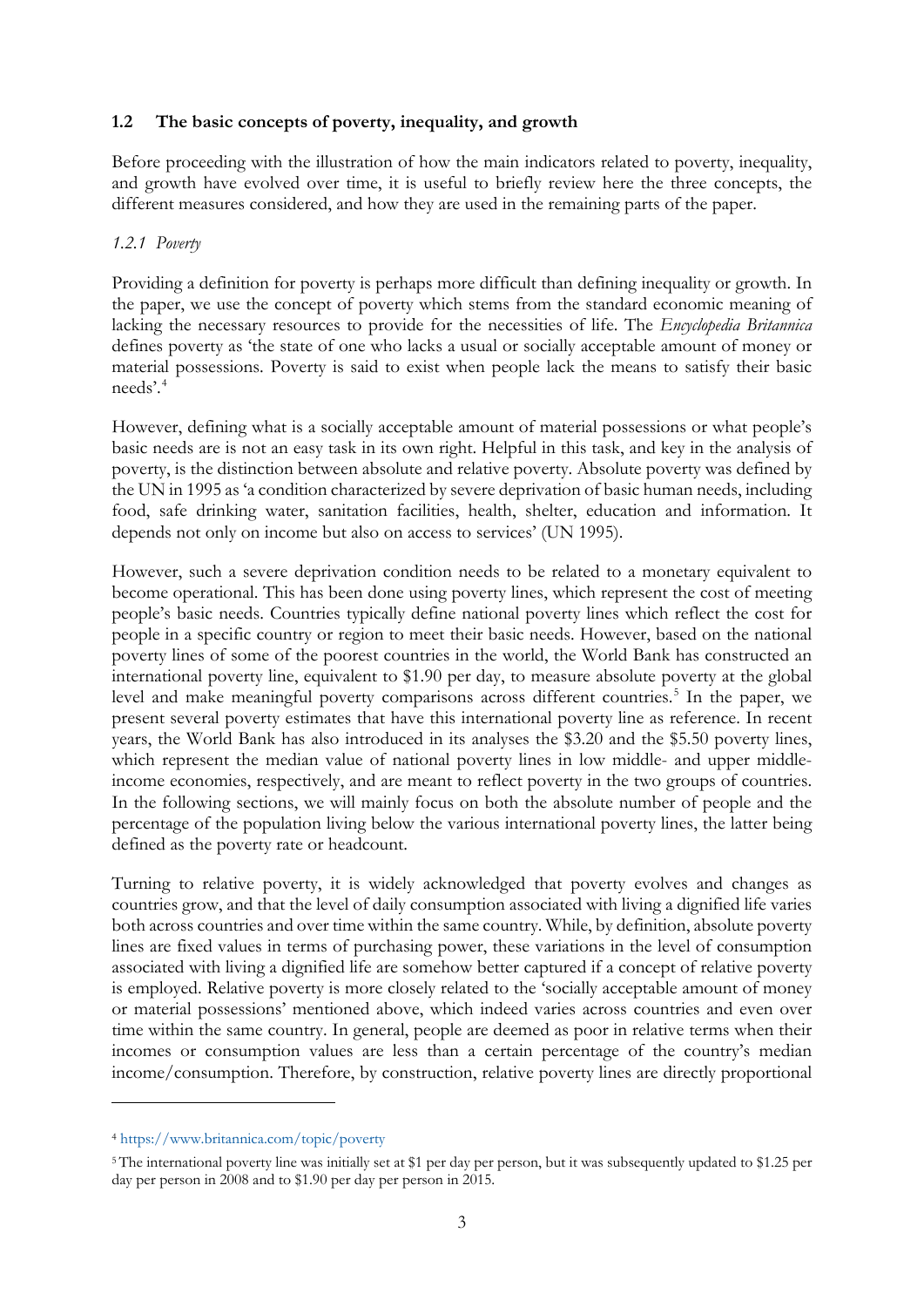### 1.2 The basic concepts of poverty, inequality, and growth

Before proceeding with the illustration of how the main indicators related to poverty, inequality, and growth have evolved over time, it is useful to briefly review here the three concepts, the different measures considered, and how they are used in the remaining parts of the paper.

#### *1.2.1 Poverty*

Providing a definition for poverty is perhaps more difficult than defining inequality or growth. In the paper, we use the concept of poverty which stems from the standard economic meaning of lacking the necessary resources to provide for the necessities of life. The *Encyclopedia Britannica* defines poverty as 'the state of one who lacks a usual or socially acceptable amount of money or material possessions. Poverty is said to exist when people lack the means to satisfy their basic needs'.[4]

However, defining what is a socially acceptable amount of material possessions or what people's basic needs are is not an easy task in its own right. Helpful in this task, and key in the analysis of poverty, is the distinction between absolute and relative poverty. Absolute poverty was defined by the UN in 1995 as 'a condition characterized by severe deprivation of basic human needs, including food, safe drinking water, sanitation facilities, health, shelter, education and information. It depends not only on income but also on access to services' (UN 1995).

However, such a severe deprivation condition needs to be related to a monetary equivalent to become operational. This has been done using poverty lines, which represent the cost of meeting people's basic needs. Countries typically define national poverty lines which reflect the cost for people in a specific country or region to meet their basic needs. However, based on the national poverty lines of some of the poorest countries in the world, the World Bank has constructed an international poverty line, equivalent to $1.90 per day, to measure absolute poverty at the global level and make meaningful poverty comparisons across different countries.[5] In the paper, we present several poverty estimates that have this international poverty line as reference. In recent years, the World Bank has also introduced in its analyses the $3.20 and the $5.50 poverty lines, which represent the median value of national poverty lines in low middle- and upper middle-income economies, respectively, and are meant to reflect poverty in the two groups of countries. In the following sections, we will mainly focus on both the absolute number of people and the percentage of the population living below the various international poverty lines, the latter being defined as the poverty rate or headcount.

Turning to relative poverty, it is widely acknowledged that poverty evolves and changes as countries grow, and that the level of daily consumption associated with living a dignified life varies both across countries and over time within the same country. While, by definition, absolute poverty lines are fixed values in terms of purchasing power, these variations in the level of consumption associated with living a dignified life are somehow better captured if a concept of relative poverty is employed. Relative poverty is more closely related to the 'socially acceptable amount of money or material possessions' mentioned above, which indeed varies across countries and even over time within the same country. In general, people are deemed as poor in relative terms when their incomes or consumption values are less than a certain percentage of the country's median income/consumption. Therefore, by construction, relative poverty lines are directly proportional

---

[4] https://www.britannica.com/topic/poverty

[5] The international poverty line was initially set at $1 per day per person, but it was subsequently updated to $1.25 per day per person in 2008 and to $1.90 per day per person in 2015.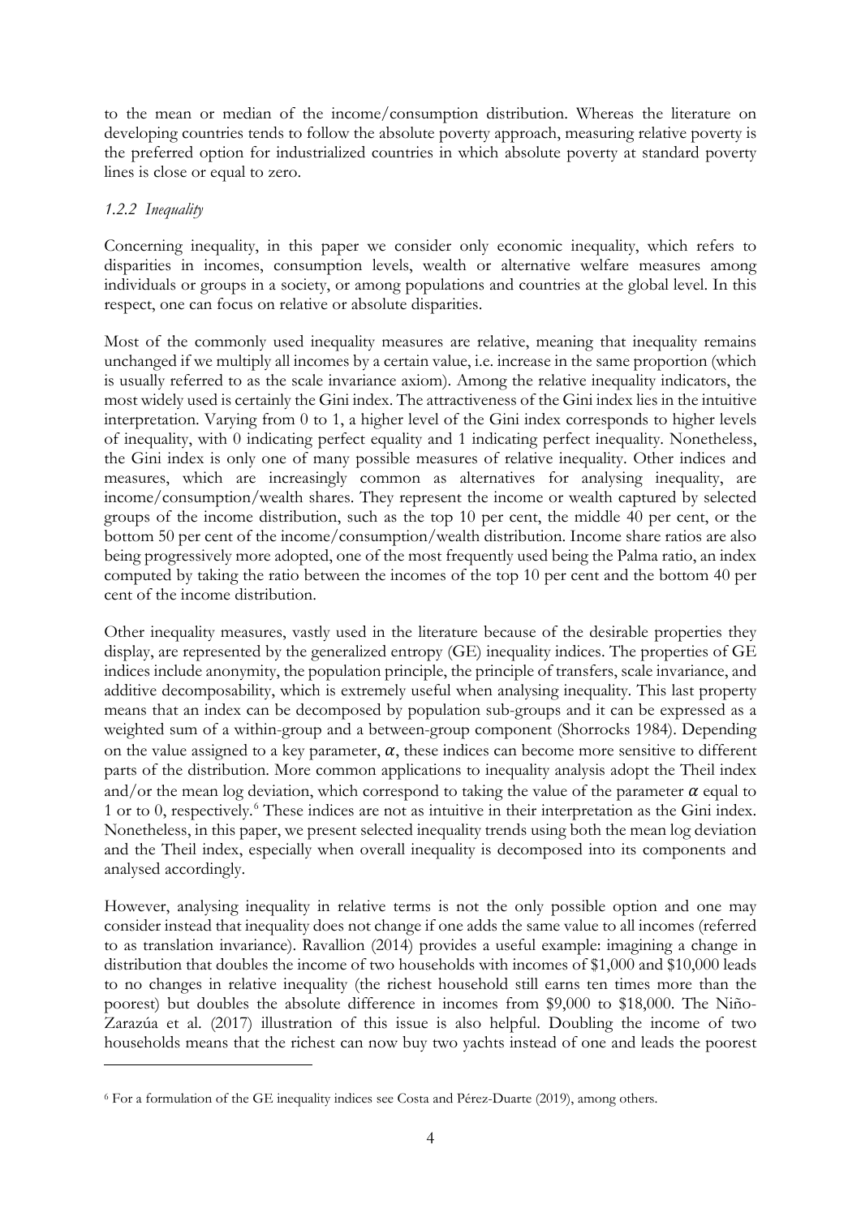to the mean or median of the income/consumption distribution. Whereas the literature on developing countries tends to follow the absolute poverty approach, measuring relative poverty is the preferred option for industrialized countries in which absolute poverty at standard poverty lines is close or equal to zero.

### *1.2.2 Inequality*

Concerning inequality, in this paper we consider only economic inequality, which refers to disparities in incomes, consumption levels, wealth or alternative welfare measures among individuals or groups in a society, or among populations and countries at the global level. In this respect, one can focus on relative or absolute disparities.

Most of the commonly used inequality measures are relative, meaning that inequality remains unchanged if we multiply all incomes by a certain value, i.e. increase in the same proportion (which is usually referred to as the scale invariance axiom). Among the relative inequality indicators, the most widely used is certainly the Gini index. The attractiveness of the Gini index lies in the intuitive interpretation. Varying from 0 to 1, a higher level of the Gini index corresponds to higher levels of inequality, with 0 indicating perfect equality and 1 indicating perfect inequality. Nonetheless, the Gini index is only one of many possible measures of relative inequality. Other indices and measures, which are increasingly common as alternatives for analysing inequality, are income/consumption/wealth shares. They represent the income or wealth captured by selected groups of the income distribution, such as the top 10 per cent, the middle 40 per cent, or the bottom 50 per cent of the income/consumption/wealth distribution. Income share ratios are also being progressively more adopted, one of the most frequently used being the Palma ratio, an index computed by taking the ratio between the incomes of the top 10 per cent and the bottom 40 per cent of the income distribution.

Other inequality measures, vastly used in the literature because of the desirable properties they display, are represented by the generalized entropy (GE) inequality indices. The properties of GE indices include anonymity, the population principle, the principle of transfers, scale invariance, and additive decomposability, which is extremely useful when analysing inequality. This last property means that an index can be decomposed by population sub-groups and it can be expressed as a weighted sum of a within-group and a between-group component (Shorrocks 1984). Depending on the value assigned to a key parameter, $\alpha$, these indices can become more sensitive to different parts of the distribution. More common applications to inequality analysis adopt the Theil index and/or the mean log deviation, which correspond to taking the value of the parameter $\alpha$ equal to 1 or to 0, respectively.[6] These indices are not as intuitive in their interpretation as the Gini index. Nonetheless, in this paper, we present selected inequality trends using both the mean log deviation and the Theil index, especially when overall inequality is decomposed into its components and analysed accordingly.

However, analysing inequality in relative terms is not the only possible option and one may consider instead that inequality does not change if one adds the same value to all incomes (referred to as translation invariance). Ravallion (2014) provides a useful example: imagining a change in distribution that doubles the income of two households with incomes of \$1,000 and \$10,000 leads to no changes in relative inequality (the richest household still earns ten times more than the poorest) but doubles the absolute difference in incomes from \$9,000 to \$18,000. The Niño-Zarazúa et al. (2017) illustration of this issue is also helpful. Doubling the income of two households means that the richest can now buy two yachts instead of one and leads the poorest

---

[6] For a formulation of the GE inequality indices see Costa and Pérez-Duarte (2019), among others.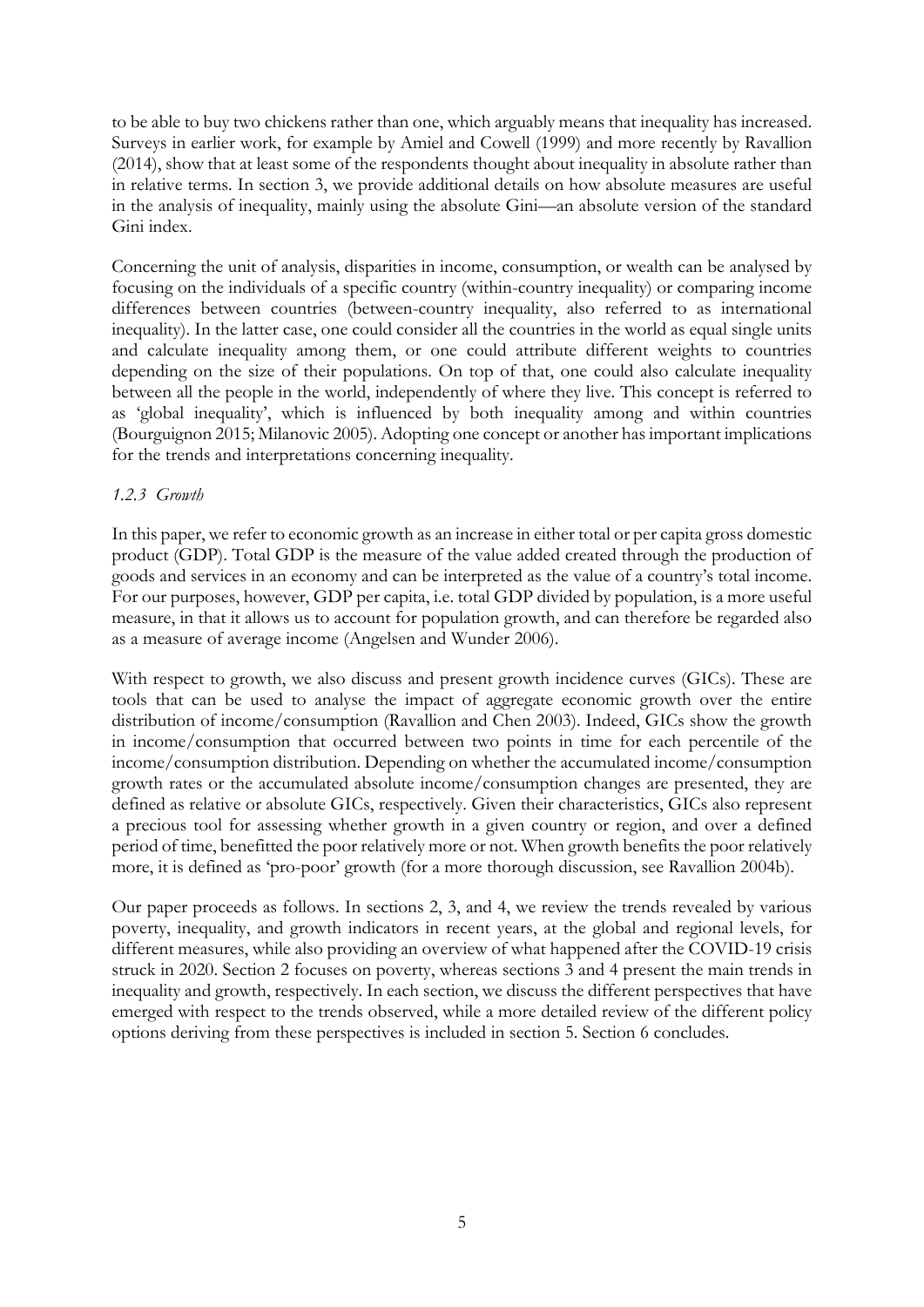to be able to buy two chickens rather than one, which arguably means that inequality has increased. Surveys in earlier work, for example by Amiel and Cowell (1999) and more recently by Ravallion (2014), show that at least some of the respondents thought about inequality in absolute rather than in relative terms. In section 3, we provide additional details on how absolute measures are useful in the analysis of inequality, mainly using the absolute Gini—an absolute version of the standard Gini index.

Concerning the unit of analysis, disparities in income, consumption, or wealth can be analysed by focusing on the individuals of a specific country (within-country inequality) or comparing income differences between countries (between-country inequality, also referred to as international inequality). In the latter case, one could consider all the countries in the world as equal single units and calculate inequality among them, or one could attribute different weights to countries depending on the size of their populations. On top of that, one could also calculate inequality between all the people in the world, independently of where they live. This concept is referred to as 'global inequality', which is influenced by both inequality among and within countries (Bourguignon 2015; Milanovic 2005). Adopting one concept or another has important implications for the trends and interpretations concerning inequality.

### *1.2.3 Growth*

In this paper, we refer to economic growth as an increase in either total or per capita gross domestic product (GDP). Total GDP is the measure of the value added created through the production of goods and services in an economy and can be interpreted as the value of a country's total income. For our purposes, however, GDP per capita, i.e. total GDP divided by population, is a more useful measure, in that it allows us to account for population growth, and can therefore be regarded also as a measure of average income (Angelsen and Wunder 2006).

With respect to growth, we also discuss and present growth incidence curves (GICs). These are tools that can be used to analyse the impact of aggregate economic growth over the entire distribution of income/consumption (Ravallion and Chen 2003). Indeed, GICs show the growth in income/consumption that occurred between two points in time for each percentile of the income/consumption distribution. Depending on whether the accumulated income/consumption growth rates or the accumulated absolute income/consumption changes are presented, they are defined as relative or absolute GICs, respectively. Given their characteristics, GICs also represent a precious tool for assessing whether growth in a given country or region, and over a defined period of time, benefitted the poor relatively more or not. When growth benefits the poor relatively more, it is defined as 'pro-poor' growth (for a more thorough discussion, see Ravallion 2004b).

Our paper proceeds as follows. In sections 2, 3, and 4, we review the trends revealed by various poverty, inequality, and growth indicators in recent years, at the global and regional levels, for different measures, while also providing an overview of what happened after the COVID-19 crisis struck in 2020. Section 2 focuses on poverty, whereas sections 3 and 4 present the main trends in inequality and growth, respectively. In each section, we discuss the different perspectives that have emerged with respect to the trends observed, while a more detailed review of the different policy options deriving from these perspectives is included in section 5. Section 6 concludes.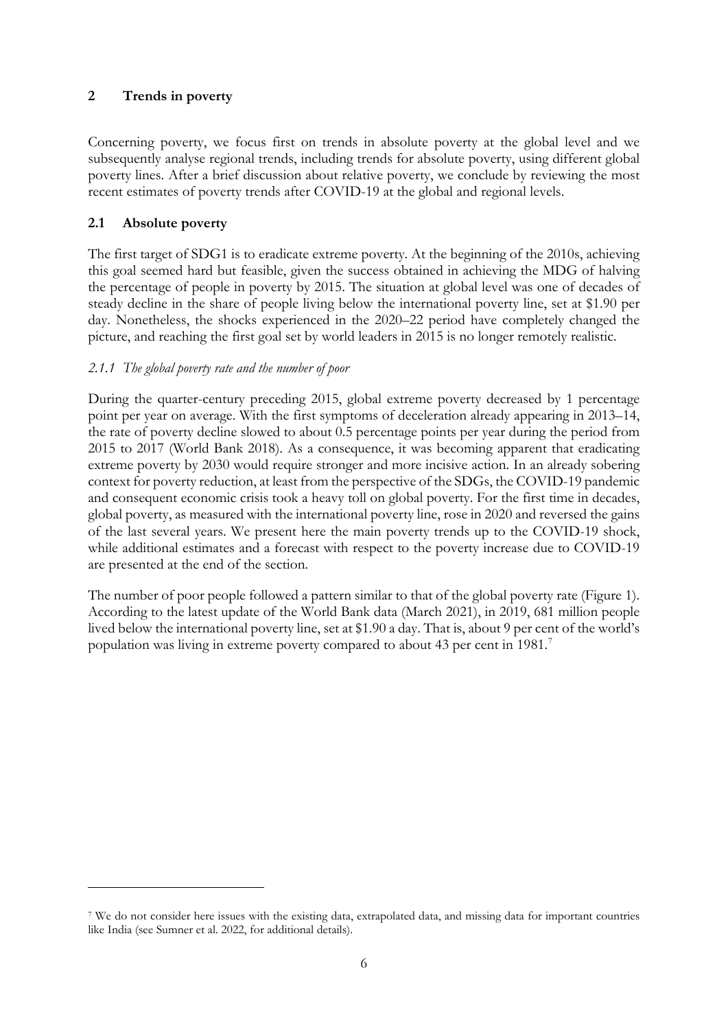## 2 Trends in poverty

Concerning poverty, we focus first on trends in absolute poverty at the global level and we subsequently analyse regional trends, including trends for absolute poverty, using different global poverty lines. After a brief discussion about relative poverty, we conclude by reviewing the most recent estimates of poverty trends after COVID-19 at the global and regional levels.

### 2.1 Absolute poverty

The first target of SDG1 is to eradicate extreme poverty. At the beginning of the 2010s, achieving this goal seemed hard but feasible, given the success obtained in achieving the MDG of halving the percentage of people in poverty by 2015. The situation at global level was one of decades of steady decline in the share of people living below the international poverty line, set at \$1.90 per day. Nonetheless, the shocks experienced in the 2020–22 period have completely changed the picture, and reaching the first goal set by world leaders in 2015 is no longer remotely realistic.

#### *2.1.1 The global poverty rate and the number of poor*

During the quarter-century preceding 2015, global extreme poverty decreased by 1 percentage point per year on average. With the first symptoms of deceleration already appearing in 2013–14, the rate of poverty decline slowed to about 0.5 percentage points per year during the period from 2015 to 2017 (World Bank 2018). As a consequence, it was becoming apparent that eradicating extreme poverty by 2030 would require stronger and more incisive action. In an already sobering context for poverty reduction, at least from the perspective of the SDGs, the COVID-19 pandemic and consequent economic crisis took a heavy toll on global poverty. For the first time in decades, global poverty, as measured with the international poverty line, rose in 2020 and reversed the gains of the last several years. We present here the main poverty trends up to the COVID-19 shock, while additional estimates and a forecast with respect to the poverty increase due to COVID-19 are presented at the end of the section.

The number of poor people followed a pattern similar to that of the global poverty rate (Figure 1). According to the latest update of the World Bank data (March 2021), in 2019, 681 million people lived below the international poverty line, set at \$1.90 a day. That is, about 9 per cent of the world's population was living in extreme poverty compared to about 43 per cent in 1981.[7]

[7] We do not consider here issues with the existing data, extrapolated data, and missing data for important countries like India (see Sumner et al. 2022, for additional details).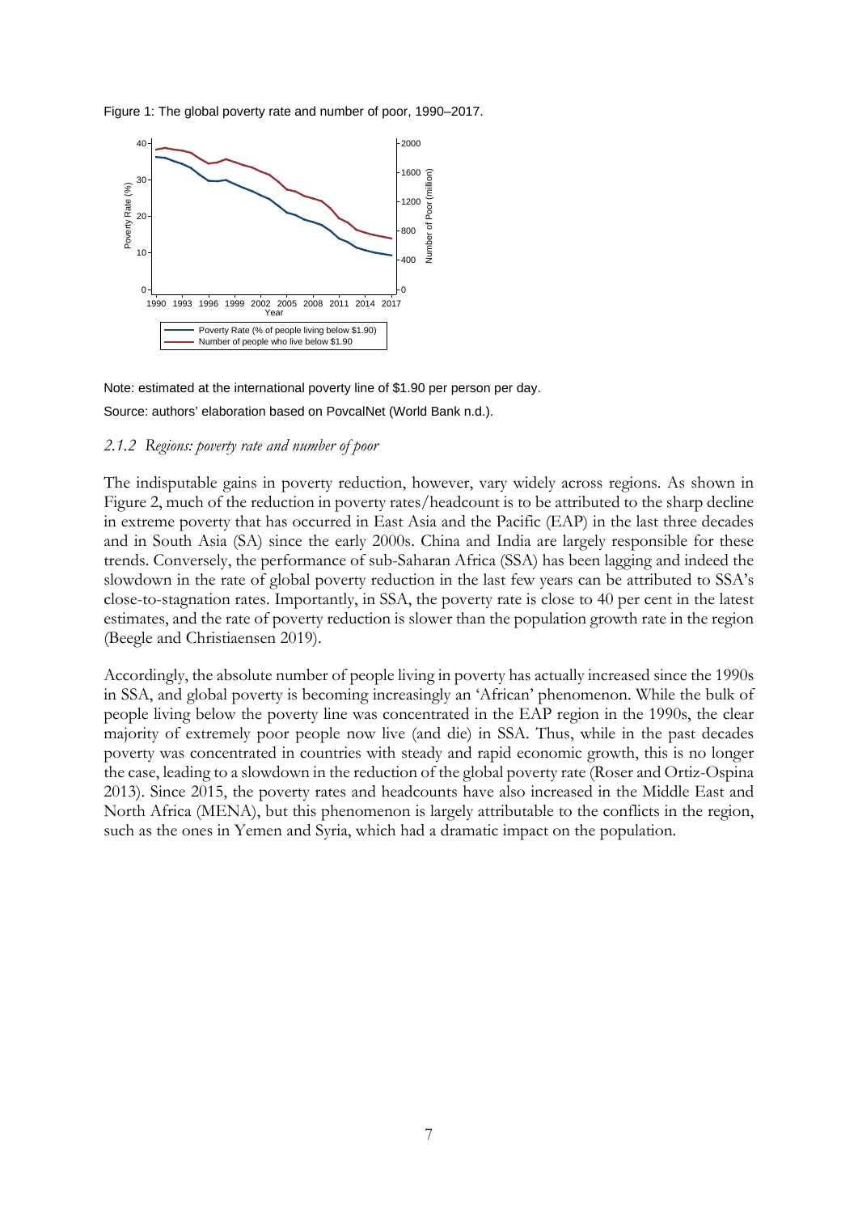Figure 1: The global poverty rate and number of poor, 1990–2017.

Note: estimated at the international poverty line of $1.90 per person per day.

Source: authors' elaboration based on PovcalNet (World Bank n.d.).

### *2.1.2 Regions: poverty rate and number of poor*

The indisputable gains in poverty reduction, however, vary widely across regions. As shown in Figure 2, much of the reduction in poverty rates/headcount is to be attributed to the sharp decline in extreme poverty that has occurred in East Asia and the Pacific (EAP) in the last three decades and in South Asia (SA) since the early 2000s. China and India are largely responsible for these trends. Conversely, the performance of sub-Saharan Africa (SSA) has been lagging and indeed the slowdown in the rate of global poverty reduction in the last few years can be attributed to SSA's close-to-stagnation rates. Importantly, in SSA, the poverty rate is close to 40 per cent in the latest estimates, and the rate of poverty reduction is slower than the population growth rate in the region (Beegle and Christiaensen 2019).

Accordingly, the absolute number of people living in poverty has actually increased since the 1990s in SSA, and global poverty is becoming increasingly an 'African' phenomenon. While the bulk of people living below the poverty line was concentrated in the EAP region in the 1990s, the clear majority of extremely poor people now live (and die) in SSA. Thus, while in the past decades poverty was concentrated in countries with steady and rapid economic growth, this is no longer the case, leading to a slowdown in the reduction of the global poverty rate (Roser and Ortiz-Ospina 2013). Since 2015, the poverty rates and headcounts have also increased in the Middle East and North Africa (MENA), but this phenomenon is largely attributable to the conflicts in the region, such as the ones in Yemen and Syria, which had a dramatic impact on the population.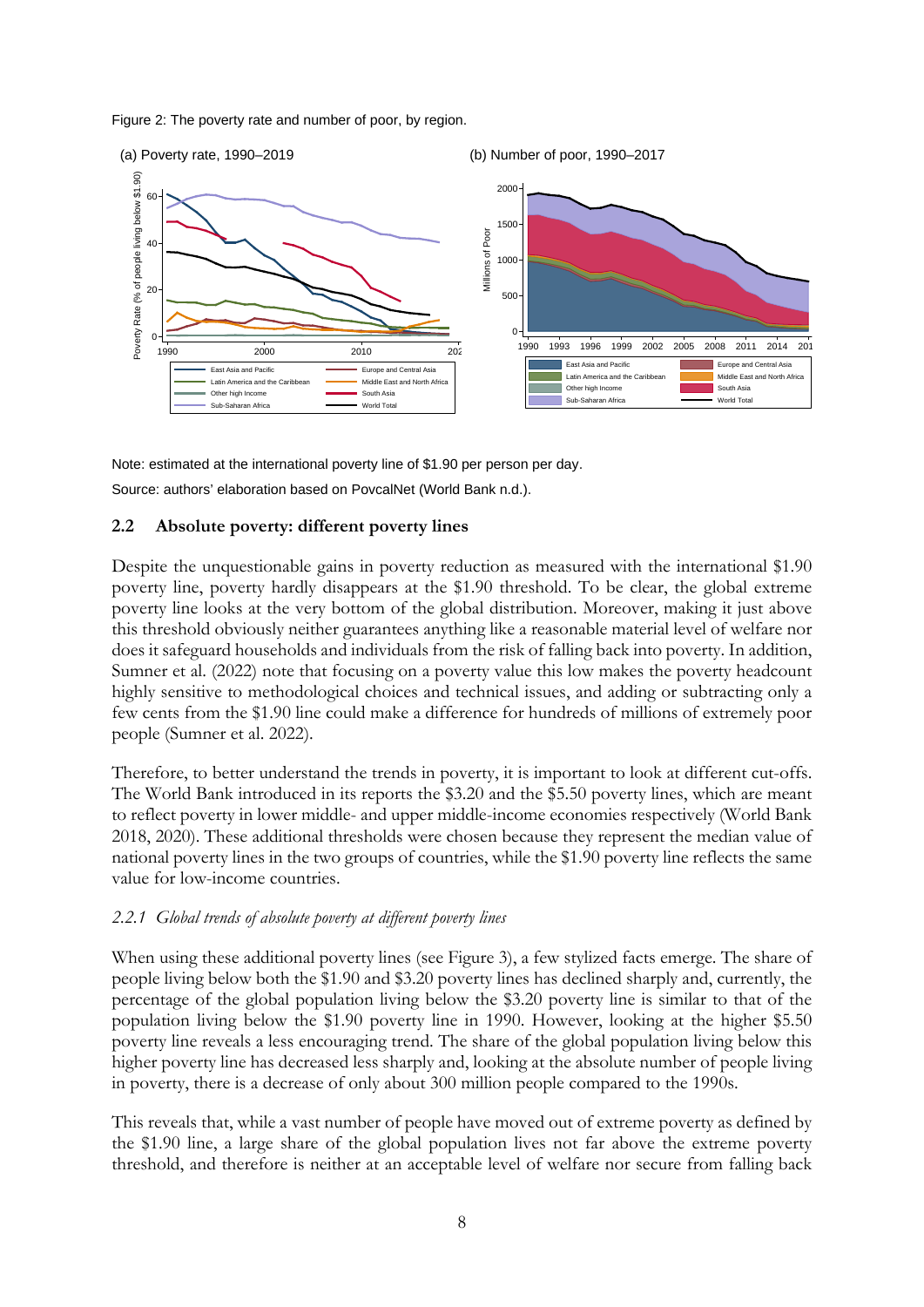Figure 2: The poverty rate and number of poor, by region.

(a) Poverty rate, 1990–2019

(b) Number of poor, 1990–2017

Note: estimated at the international poverty line of $1.90 per person per day.

Source: authors' elaboration based on PovcalNet (World Bank n.d.).

### 2.2 Absolute poverty: different poverty lines

Despite the unquestionable gains in poverty reduction as measured with the international $1.90 poverty line, poverty hardly disappears at the $1.90 threshold. To be clear, the global extreme poverty line looks at the very bottom of the global distribution. Moreover, making it just above this threshold obviously neither guarantees anything like a reasonable material level of welfare nor does it safeguard households and individuals from the risk of falling back into poverty. In addition, Sumner et al. (2022) note that focusing on a poverty value this low makes the poverty headcount highly sensitive to methodological choices and technical issues, and adding or subtracting only a few cents from the $1.90 line could make a difference for hundreds of millions of extremely poor people (Sumner et al. 2022).

Therefore, to better understand the trends in poverty, it is important to look at different cut-offs. The World Bank introduced in its reports the $3.20 and the $5.50 poverty lines, which are meant to reflect poverty in lower middle- and upper middle-income economies respectively (World Bank 2018, 2020). These additional thresholds were chosen because they represent the median value of national poverty lines in the two groups of countries, while the $1.90 poverty line reflects the same value for low-income countries.

#### *2.2.1 Global trends of absolute poverty at different poverty lines*

When using these additional poverty lines (see Figure 3), a few stylized facts emerge. The share of people living below both the $1.90 and $3.20 poverty lines has declined sharply and, currently, the percentage of the global population living below the $3.20 poverty line is similar to that of the population living below the $1.90 poverty line in 1990. However, looking at the higher $5.50 poverty line reveals a less encouraging trend. The share of the global population living below this higher poverty line has decreased less sharply and, looking at the absolute number of people living in poverty, there is a decrease of only about 300 million people compared to the 1990s.

This reveals that, while a vast number of people have moved out of extreme poverty as defined by the $1.90 line, a large share of the global population lives not far above the extreme poverty threshold, and therefore is neither at an acceptable level of welfare nor secure from falling back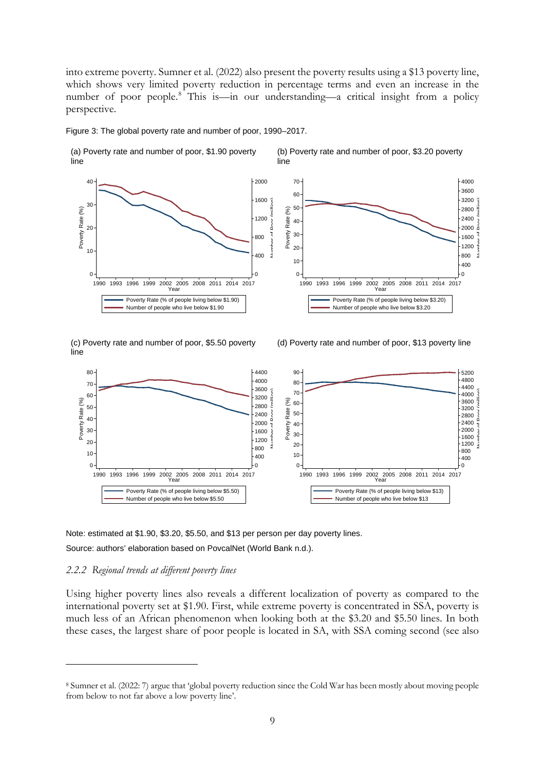into extreme poverty. Sumner et al. (2022) also present the poverty results using a $13 poverty line, which shows very limited poverty reduction in percentage terms and even an increase in the number of poor people.[8] This is—in our understanding—a critical insight from a policy perspective.

Figure 3: The global poverty rate and number of poor, 1990–2017.

(a) Poverty rate and number of poor, $1.90 poverty line

(b) Poverty rate and number of poor, $3.20 poverty line

(c) Poverty rate and number of poor, $5.50 poverty line

(d) Poverty rate and number of poor, $13 poverty line

Note: estimated at $1.90, $3.20, $5.50, and $13 per person per day poverty lines.

Source: authors' elaboration based on PovcalNet (World Bank n.d.).

### *2.2.2 Regional trends at different poverty lines*

Using higher poverty lines also reveals a different localization of poverty as compared to the international poverty set at $1.90. First, while extreme poverty is concentrated in SSA, poverty is much less of an African phenomenon when looking both at the $3.20 and $5.50 lines. In both these cases, the largest share of poor people is located in SA, with SSA coming second (see also

---

[8] Sumner et al. (2022: 7) argue that 'global poverty reduction since the Cold War has been mostly about moving people from below to not far above a low poverty line'.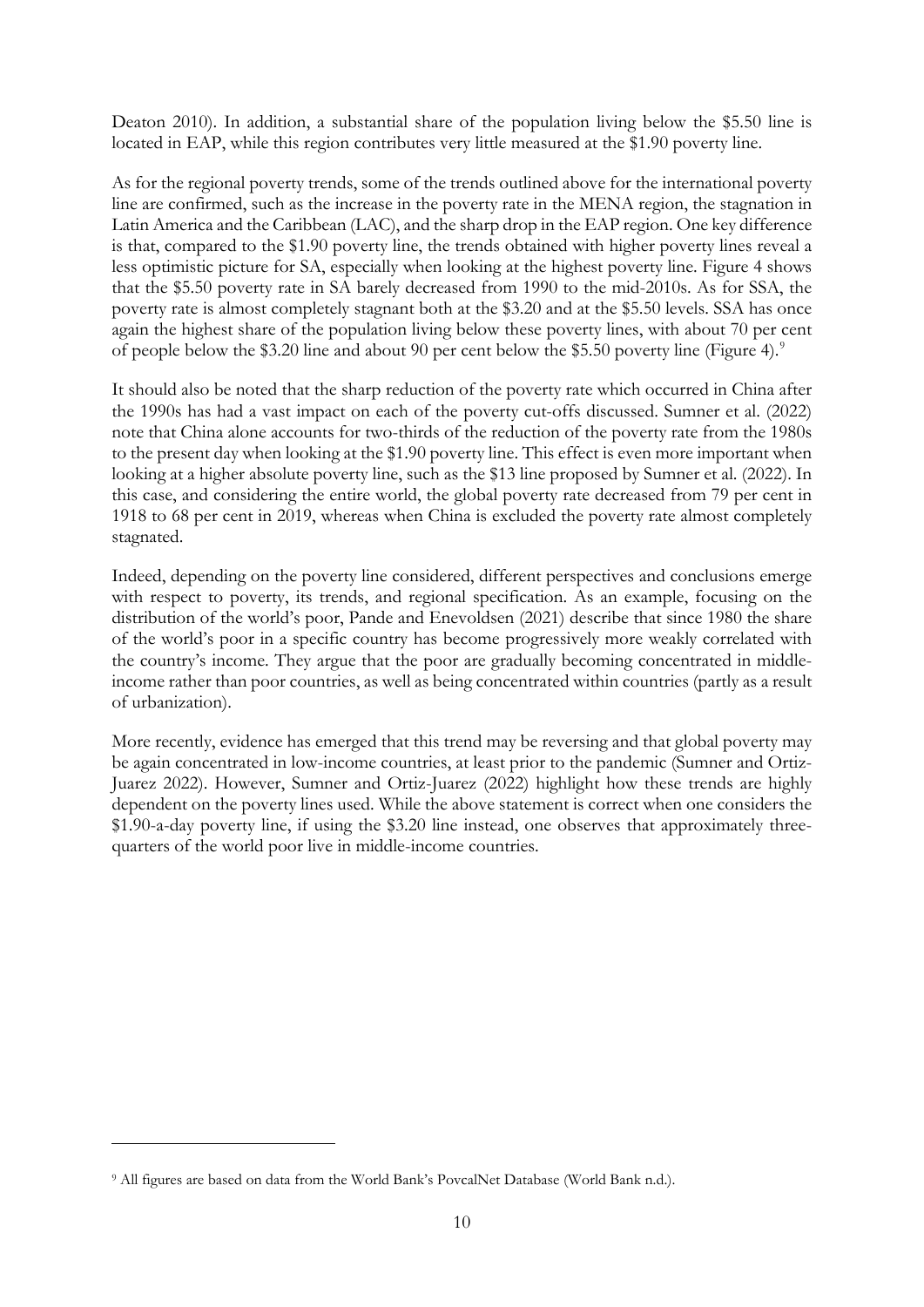Deaton 2010). In addition, a substantial share of the population living below the $5.50 line is located in EAP, while this region contributes very little measured at the $1.90 poverty line.

As for the regional poverty trends, some of the trends outlined above for the international poverty line are confirmed, such as the increase in the poverty rate in the MENA region, the stagnation in Latin America and the Caribbean (LAC), and the sharp drop in the EAP region. One key difference is that, compared to the $1.90 poverty line, the trends obtained with higher poverty lines reveal a less optimistic picture for SA, especially when looking at the highest poverty line. Figure 4 shows that the $5.50 poverty rate in SA barely decreased from 1990 to the mid-2010s. As for SSA, the poverty rate is almost completely stagnant both at the $3.20 and at the $5.50 levels. SSA has once again the highest share of the population living below these poverty lines, with about 70 per cent of people below the $3.20 line and about 90 per cent below the $5.50 poverty line (Figure 4).[9]

It should also be noted that the sharp reduction of the poverty rate which occurred in China after the 1990s has had a vast impact on each of the poverty cut-offs discussed. Sumner et al. (2022) note that China alone accounts for two-thirds of the reduction of the poverty rate from the 1980s to the present day when looking at the $1.90 poverty line. This effect is even more important when looking at a higher absolute poverty line, such as the $13 line proposed by Sumner et al. (2022). In this case, and considering the entire world, the global poverty rate decreased from 79 per cent in 1918 to 68 per cent in 2019, whereas when China is excluded the poverty rate almost completely stagnated.

Indeed, depending on the poverty line considered, different perspectives and conclusions emerge with respect to poverty, its trends, and regional specification. As an example, focusing on the distribution of the world's poor, Pande and Enevoldsen (2021) describe that since 1980 the share of the world's poor in a specific country has become progressively more weakly correlated with the country's income. They argue that the poor are gradually becoming concentrated in middle-income rather than poor countries, as well as being concentrated within countries (partly as a result of urbanization).

More recently, evidence has emerged that this trend may be reversing and that global poverty may be again concentrated in low-income countries, at least prior to the pandemic (Sumner and Ortiz-Juarez 2022). However, Sumner and Ortiz-Juarez (2022) highlight how these trends are highly dependent on the poverty lines used. While the above statement is correct when one considers the $1.90-a-day poverty line, if using the $3.20 line instead, one observes that approximately three-quarters of the world poor live in middle-income countries.

[9] All figures are based on data from the World Bank's PovcalNet Database (World Bank n.d.).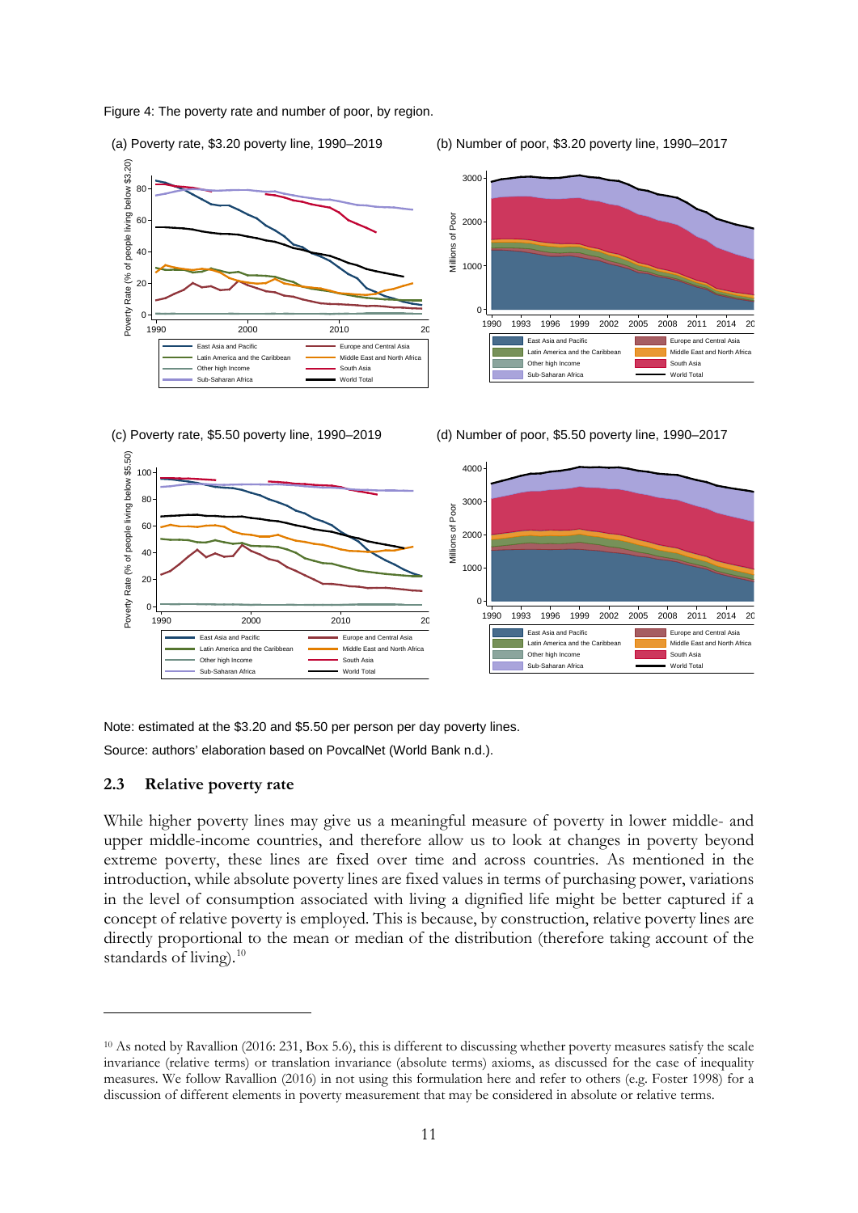Figure 4: The poverty rate and number of poor, by region.

(a) Poverty rate, \$3.20 poverty line, 1990–2019

(b) Number of poor, \$3.20 poverty line, 1990–2017

(c) Poverty rate, \$5.50 poverty line, 1990–2019

(d) Number of poor, \$5.50 poverty line, 1990–2017

Note: estimated at the \$3.20 and \$5.50 per person per day poverty lines.

Source: authors' elaboration based on PovcalNet (World Bank n.d.).

### 2.3 Relative poverty rate

While higher poverty lines may give us a meaningful measure of poverty in lower middle- and upper middle-income countries, and therefore allow us to look at changes in poverty beyond extreme poverty, these lines are fixed over time and across countries. As mentioned in the introduction, while absolute poverty lines are fixed values in terms of purchasing power, variations in the level of consumption associated with living a dignified life might be better captured if a concept of relative poverty is employed. This is because, by construction, relative poverty lines are directly proportional to the mean or median of the distribution (therefore taking account of the standards of living).[10]

[10] As noted by Ravallion (2016: 231, Box 5.6), this is different to discussing whether poverty measures satisfy the scale invariance (relative terms) or translation invariance (absolute terms) axioms, as discussed for the case of inequality measures. We follow Ravallion (2016) in not using this formulation here and refer to others (e.g. Foster 1998) for a discussion of different elements in poverty measurement that may be considered in absolute or relative terms.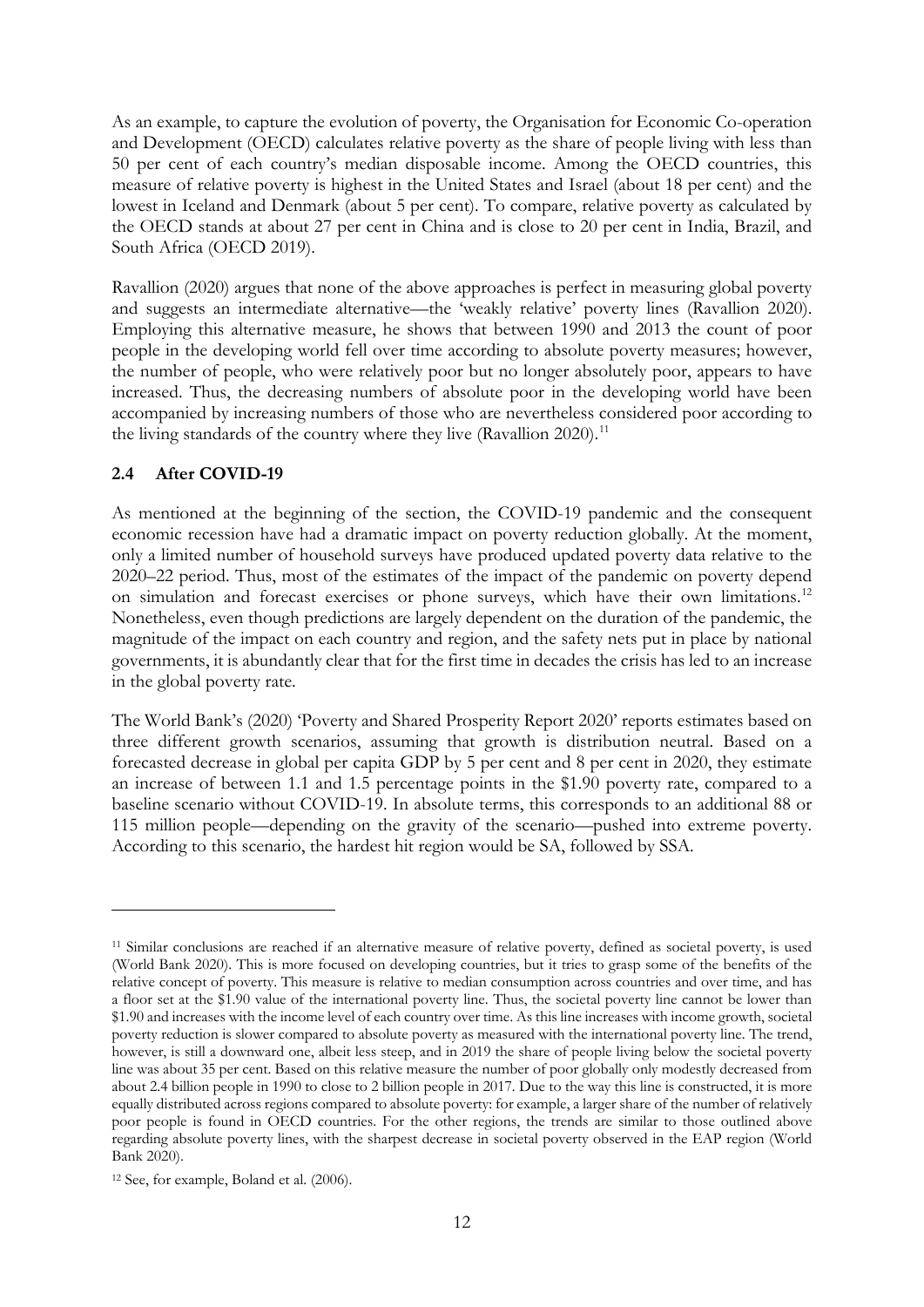As an example, to capture the evolution of poverty, the Organisation for Economic Co-operation and Development (OECD) calculates relative poverty as the share of people living with less than 50 per cent of each country's median disposable income. Among the OECD countries, this measure of relative poverty is highest in the United States and Israel (about 18 per cent) and the lowest in Iceland and Denmark (about 5 per cent). To compare, relative poverty as calculated by the OECD stands at about 27 per cent in China and is close to 20 per cent in India, Brazil, and South Africa (OECD 2019).

Ravallion (2020) argues that none of the above approaches is perfect in measuring global poverty and suggests an intermediate alternative—the 'weakly relative' poverty lines (Ravallion 2020). Employing this alternative measure, he shows that between 1990 and 2013 the count of poor people in the developing world fell over time according to absolute poverty measures; however, the number of people, who were relatively poor but no longer absolutely poor, appears to have increased. Thus, the decreasing numbers of absolute poor in the developing world have been accompanied by increasing numbers of those who are nevertheless considered poor according to the living standards of the country where they live (Ravallion 2020).[11]

### 2.4 After COVID-19

As mentioned at the beginning of the section, the COVID-19 pandemic and the consequent economic recession have had a dramatic impact on poverty reduction globally. At the moment, only a limited number of household surveys have produced updated poverty data relative to the 2020–22 period. Thus, most of the estimates of the impact of the pandemic on poverty depend on simulation and forecast exercises or phone surveys, which have their own limitations.[12] Nonetheless, even though predictions are largely dependent on the duration of the pandemic, the magnitude of the impact on each country and region, and the safety nets put in place by national governments, it is abundantly clear that for the first time in decades the crisis has led to an increase in the global poverty rate.

The World Bank's (2020) 'Poverty and Shared Prosperity Report 2020' reports estimates based on three different growth scenarios, assuming that growth is distribution neutral. Based on a forecasted decrease in global per capita GDP by 5 per cent and 8 per cent in 2020, they estimate an increase of between 1.1 and 1.5 percentage points in the $1.90 poverty rate, compared to a baseline scenario without COVID-19. In absolute terms, this corresponds to an additional 88 or 115 million people—depending on the gravity of the scenario—pushed into extreme poverty. According to this scenario, the hardest hit region would be SA, followed by SSA.

---

[11] Similar conclusions are reached if an alternative measure of relative poverty, defined as societal poverty, is used (World Bank 2020). This is more focused on developing countries, but it tries to grasp some of the benefits of the relative concept of poverty. This measure is relative to median consumption across countries and over time, and has a floor set at the $1.90 value of the international poverty line. Thus, the societal poverty line cannot be lower than $1.90 and increases with the income level of each country over time. As this line increases with income growth, societal poverty reduction is slower compared to absolute poverty as measured with the international poverty line. The trend, however, is still a downward one, albeit less steep, and in 2019 the share of people living below the societal poverty line was about 35 per cent. Based on this relative measure the number of poor globally only modestly decreased from about 2.4 billion people in 1990 to close to 2 billion people in 2017. Due to the way this line is constructed, it is more equally distributed across regions compared to absolute poverty: for example, a larger share of the number of relatively poor people is found in OECD countries. For the other regions, the trends are similar to those outlined above regarding absolute poverty lines, with the sharpest decrease in societal poverty observed in the EAP region (World Bank 2020).

[12] See, for example, Boland et al. (2006).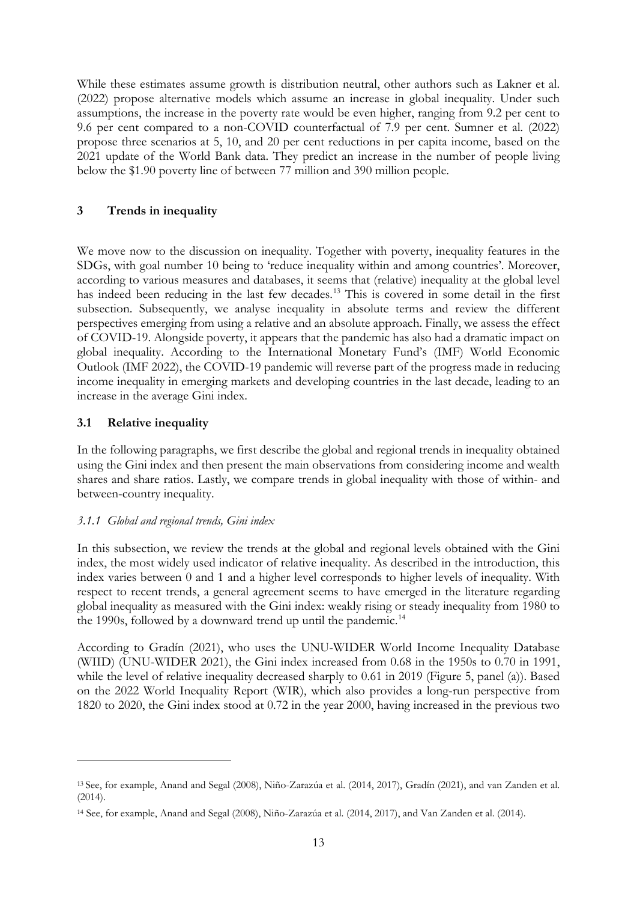While these estimates assume growth is distribution neutral, other authors such as Lakner et al. (2022) propose alternative models which assume an increase in global inequality. Under such assumptions, the increase in the poverty rate would be even higher, ranging from 9.2 per cent to 9.6 per cent compared to a non-COVID counterfactual of 7.9 per cent. Sumner et al. (2022) propose three scenarios at 5, 10, and 20 per cent reductions in per capita income, based on the 2021 update of the World Bank data. They predict an increase in the number of people living below the $1.90 poverty line of between 77 million and 390 million people.

## 3 Trends in inequality

We move now to the discussion on inequality. Together with poverty, inequality features in the SDGs, with goal number 10 being to 'reduce inequality within and among countries'. Moreover, according to various measures and databases, it seems that (relative) inequality at the global level has indeed been reducing in the last few decades.[13] This is covered in some detail in the first subsection. Subsequently, we analyse inequality in absolute terms and review the different perspectives emerging from using a relative and an absolute approach. Finally, we assess the effect of COVID-19. Alongside poverty, it appears that the pandemic has also had a dramatic impact on global inequality. According to the International Monetary Fund's (IMF) World Economic Outlook (IMF 2022), the COVID-19 pandemic will reverse part of the progress made in reducing income inequality in emerging markets and developing countries in the last decade, leading to an increase in the average Gini index.

### 3.1 Relative inequality

In the following paragraphs, we first describe the global and regional trends in inequality obtained using the Gini index and then present the main observations from considering income and wealth shares and share ratios. Lastly, we compare trends in global inequality with those of within- and between-country inequality.

#### *3.1.1 Global and regional trends, Gini index*

In this subsection, we review the trends at the global and regional levels obtained with the Gini index, the most widely used indicator of relative inequality. As described in the introduction, this index varies between 0 and 1 and a higher level corresponds to higher levels of inequality. With respect to recent trends, a general agreement seems to have emerged in the literature regarding global inequality as measured with the Gini index: weakly rising or steady inequality from 1980 to the 1990s, followed by a downward trend up until the pandemic.[14]

According to Gradín (2021), who uses the UNU-WIDER World Income Inequality Database (WIID) (UNU-WIDER 2021), the Gini index increased from 0.68 in the 1950s to 0.70 in 1991, while the level of relative inequality decreased sharply to 0.61 in 2019 (Figure 5, panel (a)). Based on the 2022 World Inequality Report (WIR), which also provides a long-run perspective from 1820 to 2020, the Gini index stood at 0.72 in the year 2000, having increased in the previous two

---

[13] See, for example, Anand and Segal (2008), Niño-Zarazúa et al. (2014, 2017), Gradín (2021), and van Zanden et al. (2014).

[14] See, for example, Anand and Segal (2008), Niño-Zarazúa et al. (2014, 2017), and Van Zanden et al. (2014).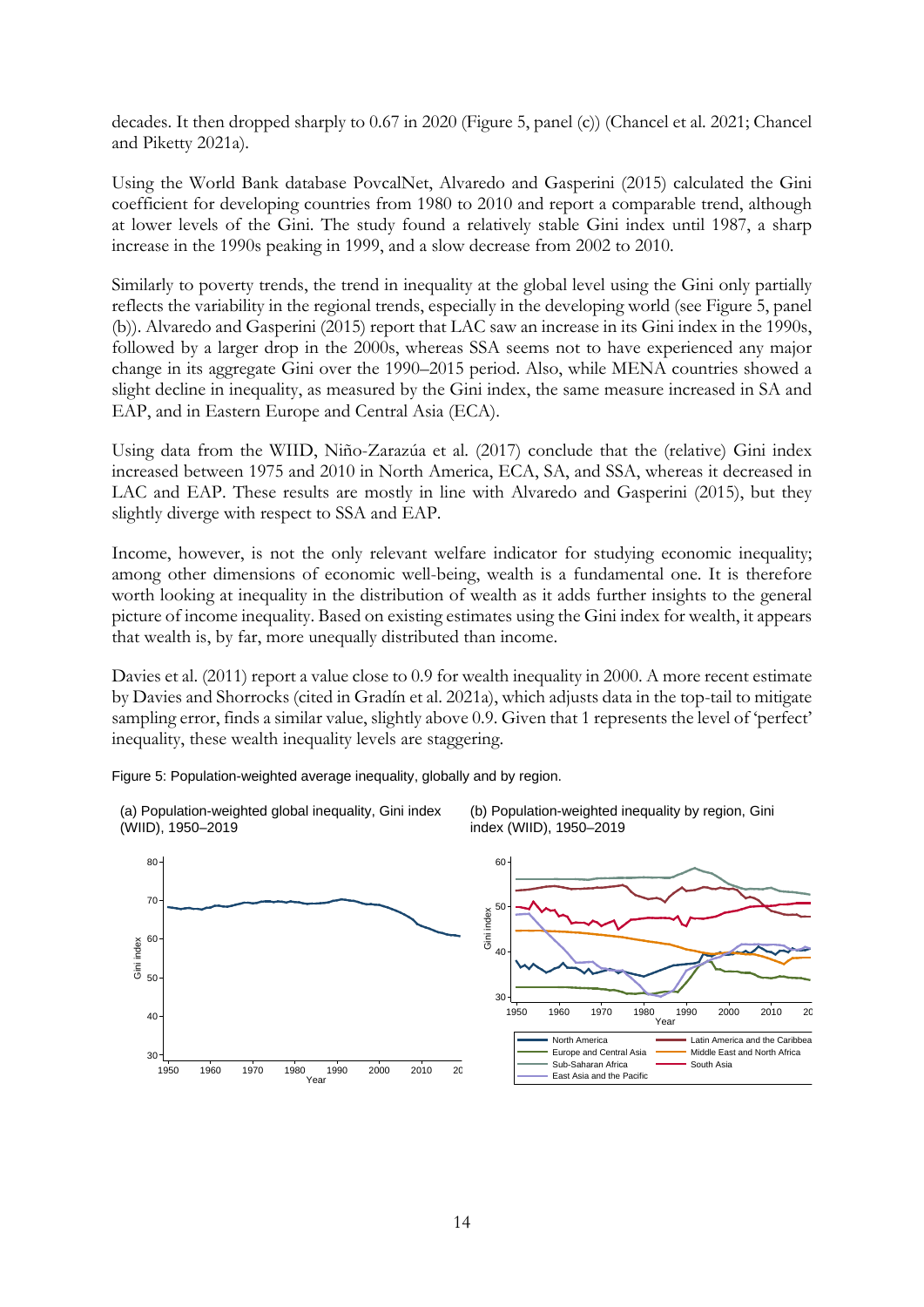decades. It then dropped sharply to 0.67 in 2020 (Figure 5, panel (c)) (Chancel et al. 2021; Chancel and Piketty 2021a).

Using the World Bank database PovcalNet, Alvaredo and Gasperini (2015) calculated the Gini coefficient for developing countries from 1980 to 2010 and report a comparable trend, although at lower levels of the Gini. The study found a relatively stable Gini index until 1987, a sharp increase in the 1990s peaking in 1999, and a slow decrease from 2002 to 2010.

Similarly to poverty trends, the trend in inequality at the global level using the Gini only partially reflects the variability in the regional trends, especially in the developing world (see Figure 5, panel (b)). Alvaredo and Gasperini (2015) report that LAC saw an increase in its Gini index in the 1990s, followed by a larger drop in the 2000s, whereas SSA seems not to have experienced any major change in its aggregate Gini over the 1990–2015 period. Also, while MENA countries showed a slight decline in inequality, as measured by the Gini index, the same measure increased in SA and EAP, and in Eastern Europe and Central Asia (ECA).

Using data from the WIID, Niño-Zarazúa et al. (2017) conclude that the (relative) Gini index increased between 1975 and 2010 in North America, ECA, SA, and SSA, whereas it decreased in LAC and EAP. These results are mostly in line with Alvaredo and Gasperini (2015), but they slightly diverge with respect to SSA and EAP.

Income, however, is not the only relevant welfare indicator for studying economic inequality; among other dimensions of economic well-being, wealth is a fundamental one. It is therefore worth looking at inequality in the distribution of wealth as it adds further insights to the general picture of income inequality. Based on existing estimates using the Gini index for wealth, it appears that wealth is, by far, more unequally distributed than income.

Davies et al. (2011) report a value close to 0.9 for wealth inequality in 2000. A more recent estimate by Davies and Shorrocks (cited in Gradín et al. 2021a), which adjusts data in the top-tail to mitigate sampling error, finds a similar value, slightly above 0.9. Given that 1 represents the level of 'perfect' inequality, these wealth inequality levels are staggering.

Figure 5: Population-weighted average inequality, globally and by region.

(a) Population-weighted global inequality, Gini index (WIID), 1950–2019

(b) Population-weighted inequality by region, Gini index (WIID), 1950–2019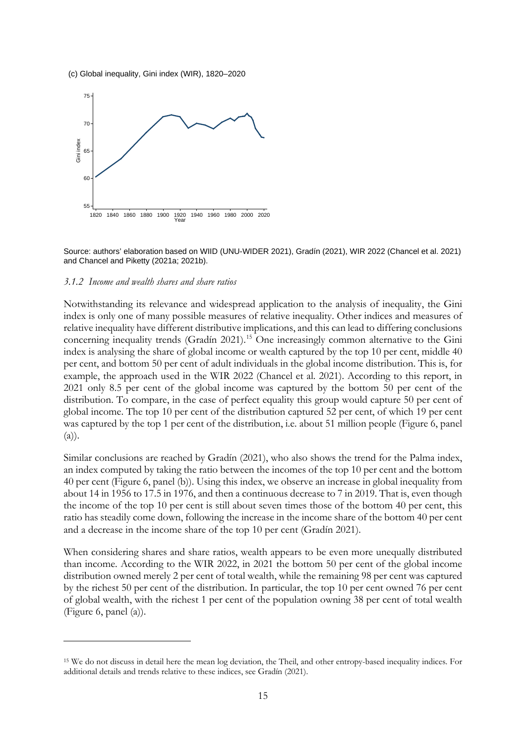(c) Global inequality, Gini index (WIR), 1820–2020

Source: authors' elaboration based on WIID (UNU-WIDER 2021), Gradín (2021), WIR 2022 (Chancel et al. 2021) and Chancel and Piketty (2021a; 2021b).

### *3.1.2 Income and wealth shares and share ratios*

Notwithstanding its relevance and widespread application to the analysis of inequality, the Gini index is only one of many possible measures of relative inequality. Other indices and measures of relative inequality have different distributive implications, and this can lead to differing conclusions concerning inequality trends (Gradín 2021).[15] One increasingly common alternative to the Gini index is analysing the share of global income or wealth captured by the top 10 per cent, middle 40 per cent, and bottom 50 per cent of adult individuals in the global income distribution. This is, for example, the approach used in the WIR 2022 (Chancel et al. 2021). According to this report, in 2021 only 8.5 per cent of the global income was captured by the bottom 50 per cent of the distribution. To compare, in the case of perfect equality this group would capture 50 per cent of global income. The top 10 per cent of the distribution captured 52 per cent, of which 19 per cent was captured by the top 1 per cent of the distribution, i.e. about 51 million people (Figure 6, panel (a)).

Similar conclusions are reached by Gradín (2021), who also shows the trend for the Palma index, an index computed by taking the ratio between the incomes of the top 10 per cent and the bottom 40 per cent (Figure 6, panel (b)). Using this index, we observe an increase in global inequality from about 14 in 1956 to 17.5 in 1976, and then a continuous decrease to 7 in 2019. That is, even though the income of the top 10 per cent is still about seven times those of the bottom 40 per cent, this ratio has steadily come down, following the increase in the income share of the bottom 40 per cent and a decrease in the income share of the top 10 per cent (Gradín 2021).

When considering shares and share ratios, wealth appears to be even more unequally distributed than income. According to the WIR 2022, in 2021 the bottom 50 per cent of the global income distribution owned merely 2 per cent of total wealth, while the remaining 98 per cent was captured by the richest 50 per cent of the distribution. In particular, the top 10 per cent owned 76 per cent of global wealth, with the richest 1 per cent of the population owning 38 per cent of total wealth (Figure 6, panel (a)).

---

[15] We do not discuss in detail here the mean log deviation, the Theil, and other entropy-based inequality indices. For additional details and trends relative to these indices, see Gradín (2021).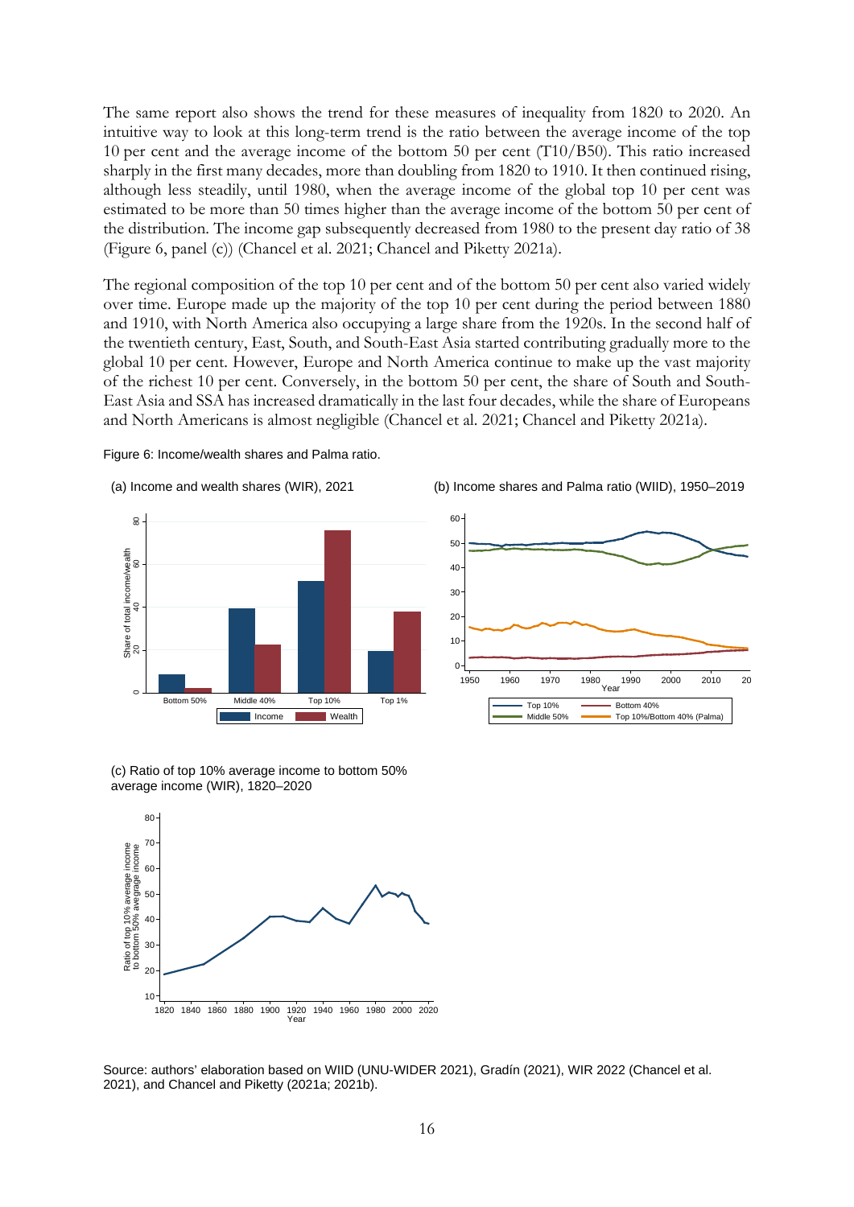The same report also shows the trend for these measures of inequality from 1820 to 2020. An intuitive way to look at this long-term trend is the ratio between the average income of the top 10 per cent and the average income of the bottom 50 per cent (T10/B50). This ratio increased sharply in the first many decades, more than doubling from 1820 to 1910. It then continued rising, although less steadily, until 1980, when the average income of the global top 10 per cent was estimated to be more than 50 times higher than the average income of the bottom 50 per cent of the distribution. The income gap subsequently decreased from 1980 to the present day ratio of 38 (Figure 6, panel (c)) (Chancel et al. 2021; Chancel and Piketty 2021a).

The regional composition of the top 10 per cent and of the bottom 50 per cent also varied widely over time. Europe made up the majority of the top 10 per cent during the period between 1880 and 1910, with North America also occupying a large share from the 1920s. In the second half of the twentieth century, East, South, and South-East Asia started contributing gradually more to the global 10 per cent. However, Europe and North America continue to make up the vast majority of the richest 10 per cent. Conversely, in the bottom 50 per cent, the share of South and South-East Asia and SSA has increased dramatically in the last four decades, while the share of Europeans and North Americans is almost negligible (Chancel et al. 2021; Chancel and Piketty 2021a).

Figure 6: Income/wealth shares and Palma ratio.

(a) Income and wealth shares (WIR), 2021

(b) Income shares and Palma ratio (WIID), 1950–2019

(c) Ratio of top 10% average income to bottom 50% average income (WIR), 1820–2020

Source: authors' elaboration based on WIID (UNU-WIDER 2021), Gradín (2021), WIR 2022 (Chancel et al. 2021), and Chancel and Piketty (2021a; 2021b).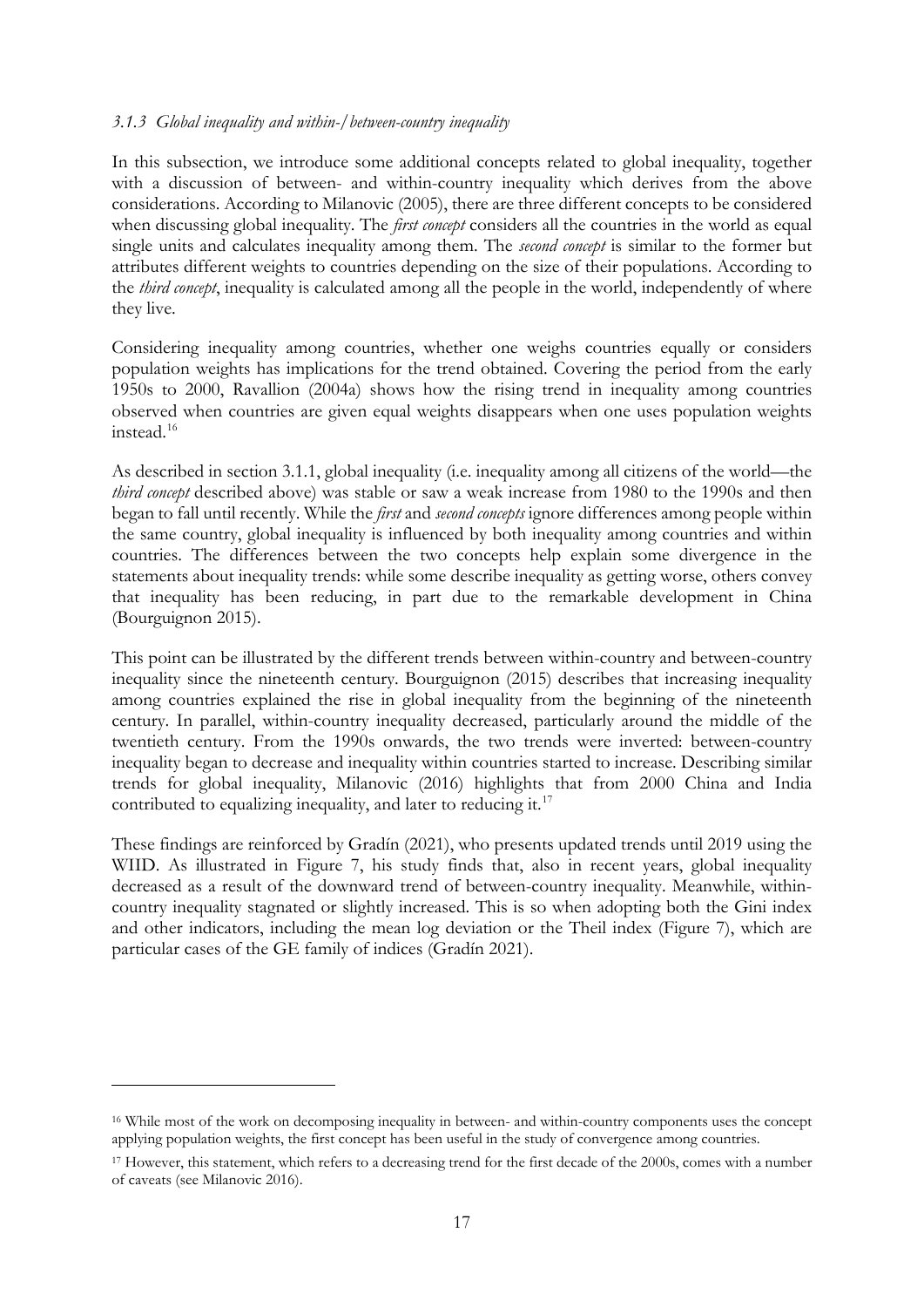### *3.1.3 Global inequality and within-/between-country inequality*

In this subsection, we introduce some additional concepts related to global inequality, together with a discussion of between- and within-country inequality which derives from the above considerations. According to Milanovic (2005), there are three different concepts to be considered when discussing global inequality. The *first concept* considers all the countries in the world as equal single units and calculates inequality among them. The *second concept* is similar to the former but attributes different weights to countries depending on the size of their populations. According to the *third concept*, inequality is calculated among all the people in the world, independently of where they live.

Considering inequality among countries, whether one weighs countries equally or considers population weights has implications for the trend obtained. Covering the period from the early 1950s to 2000, Ravallion (2004a) shows how the rising trend in inequality among countries observed when countries are given equal weights disappears when one uses population weights instead.[16]

As described in section 3.1.1, global inequality (i.e. inequality among all citizens of the world—the *third concept* described above) was stable or saw a weak increase from 1980 to the 1990s and then began to fall until recently. While the *first* and *second concepts* ignore differences among people within the same country, global inequality is influenced by both inequality among countries and within countries. The differences between the two concepts help explain some divergence in the statements about inequality trends: while some describe inequality as getting worse, others convey that inequality has been reducing, in part due to the remarkable development in China (Bourguignon 2015).

This point can be illustrated by the different trends between within-country and between-country inequality since the nineteenth century. Bourguignon (2015) describes that increasing inequality among countries explained the rise in global inequality from the beginning of the nineteenth century. In parallel, within-country inequality decreased, particularly around the middle of the twentieth century. From the 1990s onwards, the two trends were inverted: between-country inequality began to decrease and inequality within countries started to increase. Describing similar trends for global inequality, Milanovic (2016) highlights that from 2000 China and India contributed to equalizing inequality, and later to reducing it.[17]

These findings are reinforced by Gradín (2021), who presents updated trends until 2019 using the WIID. As illustrated in Figure 7, his study finds that, also in recent years, global inequality decreased as a result of the downward trend of between-country inequality. Meanwhile, within-country inequality stagnated or slightly increased. This is so when adopting both the Gini index and other indicators, including the mean log deviation or the Theil index (Figure 7), which are particular cases of the GE family of indices (Gradín 2021).

[16] While most of the work on decomposing inequality in between- and within-country components uses the concept applying population weights, the first concept has been useful in the study of convergence among countries.

[17] However, this statement, which refers to a decreasing trend for the first decade of the 2000s, comes with a number of caveats (see Milanovic 2016).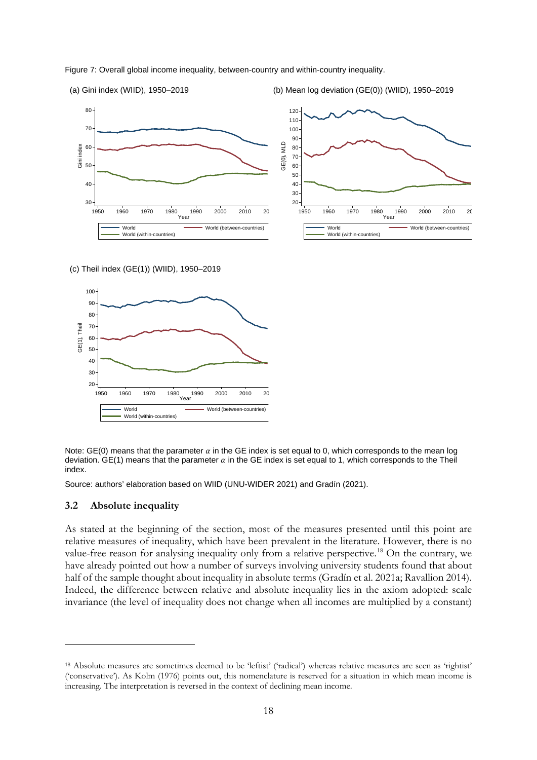Figure 7: Overall global income inequality, between-country and within-country inequality.

(a) Gini index (WIID), 1950–2019

(b) Mean log deviation (GE(0)) (WIID), 1950–2019

(c) Theil index (GE(1)) (WIID), 1950–2019

Note: GE(0) means that the parameter $\alpha$ in the GE index is set equal to 0, which corresponds to the mean log deviation. GE(1) means that the parameter $\alpha$ in the GE index is set equal to 1, which corresponds to the Theil index.

Source: authors' elaboration based on WIID (UNU-WIDER 2021) and Gradín (2021).

### 3.2 Absolute inequality

As stated at the beginning of the section, most of the measures presented until this point are relative measures of inequality, which have been prevalent in the literature. However, there is no value-free reason for analysing inequality only from a relative perspective.[18] On the contrary, we have already pointed out how a number of surveys involving university students found that about half of the sample thought about inequality in absolute terms (Gradín et al. 2021a; Ravallion 2014). Indeed, the difference between relative and absolute inequality lies in the axiom adopted: scale invariance (the level of inequality does not change when all incomes are multiplied by a constant)

[18] Absolute measures are sometimes deemed to be 'leftist' ('radical') whereas relative measures are seen as 'rightist' ('conservative'). As Kolm (1976) points out, this nomenclature is reserved for a situation in which mean income is increasing. The interpretation is reversed in the context of declining mean income.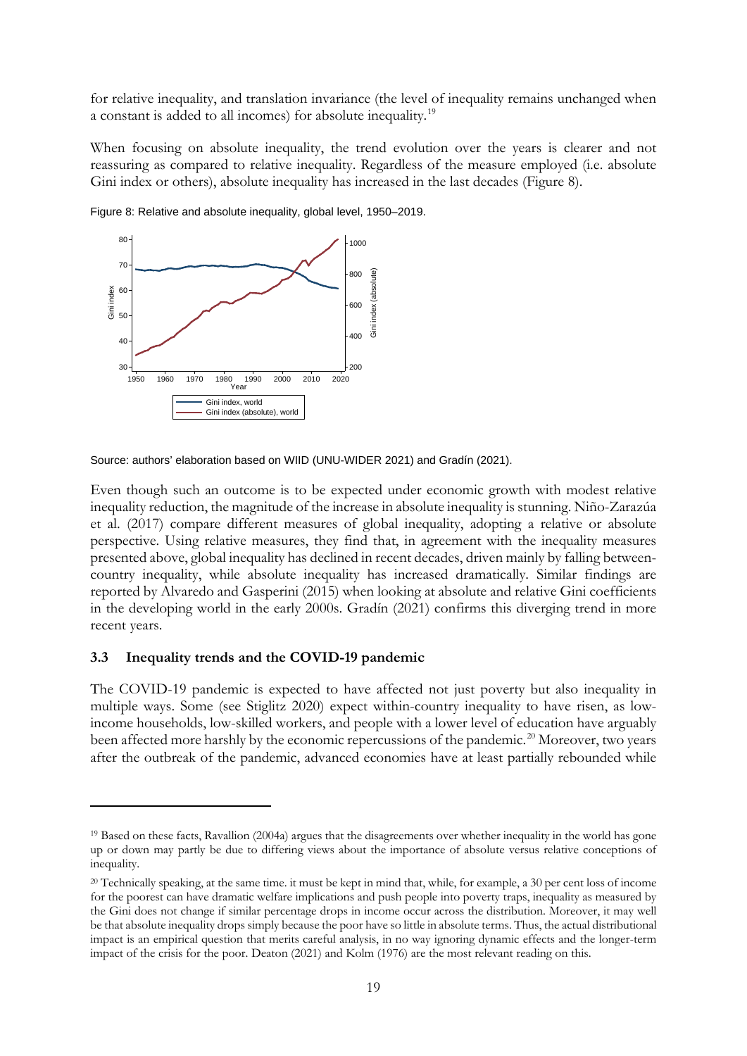for relative inequality, and translation invariance (the level of inequality remains unchanged when a constant is added to all incomes) for absolute inequality.[19]

When focusing on absolute inequality, the trend evolution over the years is clearer and not reassuring as compared to relative inequality. Regardless of the measure employed (i.e. absolute Gini index or others), absolute inequality has increased in the last decades (Figure 8).

Figure 8: Relative and absolute inequality, global level, 1950–2019.

Source: authors' elaboration based on WIID (UNU-WIDER 2021) and Gradín (2021).

Even though such an outcome is to be expected under economic growth with modest relative inequality reduction, the magnitude of the increase in absolute inequality is stunning. Niño-Zarazúa et al. (2017) compare different measures of global inequality, adopting a relative or absolute perspective. Using relative measures, they find that, in agreement with the inequality measures presented above, global inequality has declined in recent decades, driven mainly by falling between-country inequality, while absolute inequality has increased dramatically. Similar findings are reported by Alvaredo and Gasperini (2015) when looking at absolute and relative Gini coefficients in the developing world in the early 2000s. Gradín (2021) confirms this diverging trend in more recent years.

### 3.3 Inequality trends and the COVID-19 pandemic

The COVID-19 pandemic is expected to have affected not just poverty but also inequality in multiple ways. Some (see Stiglitz 2020) expect within-country inequality to have risen, as low-income households, low-skilled workers, and people with a lower level of education have arguably been affected more harshly by the economic repercussions of the pandemic.[20] Moreover, two years after the outbreak of the pandemic, advanced economies have at least partially rebounded while

---

[19] Based on these facts, Ravallion (2004a) argues that the disagreements over whether inequality in the world has gone up or down may partly be due to differing views about the importance of absolute versus relative conceptions of inequality.

[20] Technically speaking, at the same time. it must be kept in mind that, while, for example, a 30 per cent loss of income for the poorest can have dramatic welfare implications and push people into poverty traps, inequality as measured by the Gini does not change if similar percentage drops in income occur across the distribution. Moreover, it may well be that absolute inequality drops simply because the poor have so little in absolute terms. Thus, the actual distributional impact is an empirical question that merits careful analysis, in no way ignoring dynamic effects and the longer-term impact of the crisis for the poor. Deaton (2021) and Kolm (1976) are the most relevant reading on this.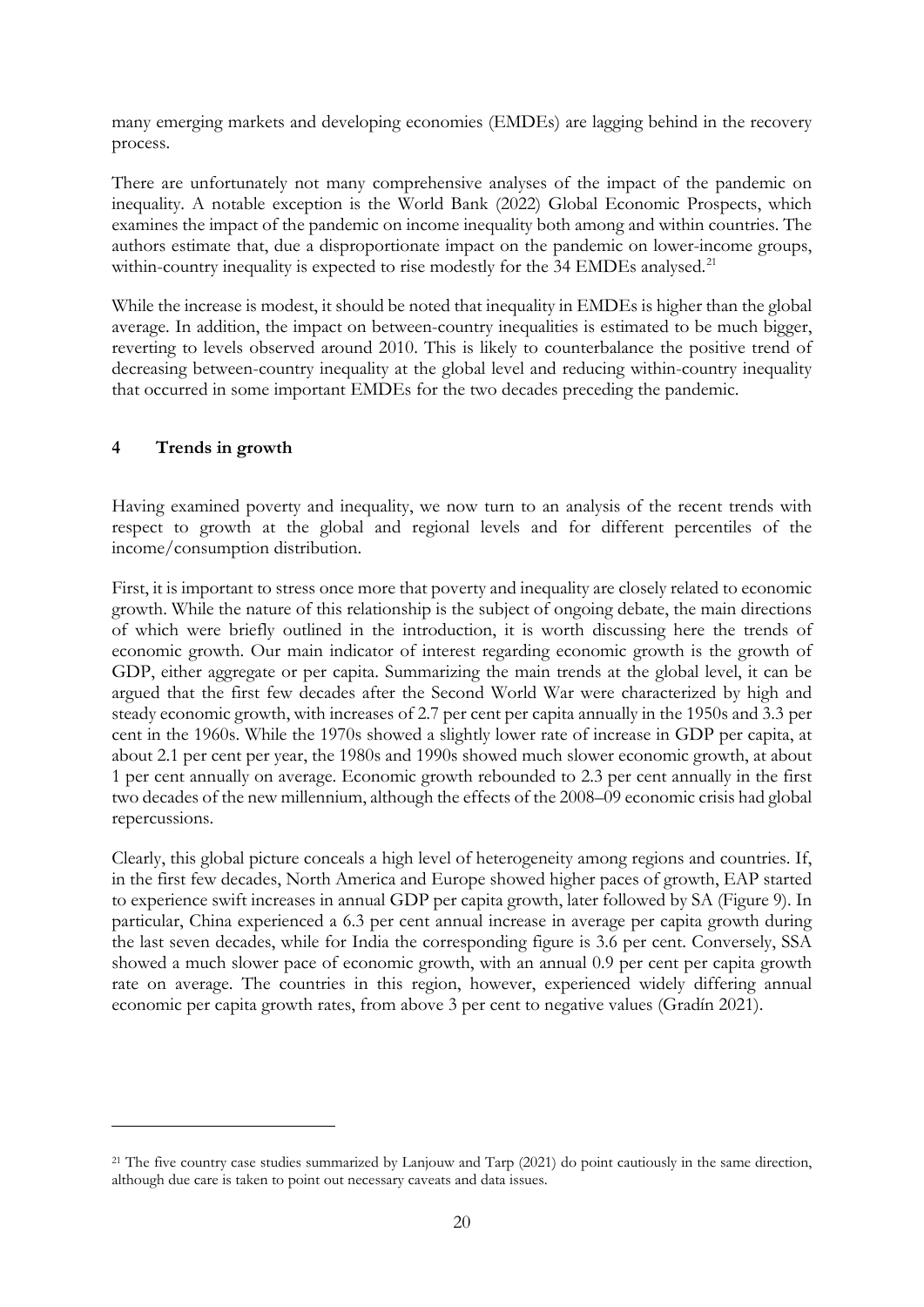many emerging markets and developing economies (EMDEs) are lagging behind in the recovery process.

There are unfortunately not many comprehensive analyses of the impact of the pandemic on inequality. A notable exception is the World Bank (2022) Global Economic Prospects, which examines the impact of the pandemic on income inequality both among and within countries. The authors estimate that, due a disproportionate impact on the pandemic on lower-income groups, within-country inequality is expected to rise modestly for the 34 EMDEs analysed.[21]

While the increase is modest, it should be noted that inequality in EMDEs is higher than the global average. In addition, the impact on between-country inequalities is estimated to be much bigger, reverting to levels observed around 2010. This is likely to counterbalance the positive trend of decreasing between-country inequality at the global level and reducing within-country inequality that occurred in some important EMDEs for the two decades preceding the pandemic.

## 4 Trends in growth

Having examined poverty and inequality, we now turn to an analysis of the recent trends with respect to growth at the global and regional levels and for different percentiles of the income/consumption distribution.

First, it is important to stress once more that poverty and inequality are closely related to economic growth. While the nature of this relationship is the subject of ongoing debate, the main directions of which were briefly outlined in the introduction, it is worth discussing here the trends of economic growth. Our main indicator of interest regarding economic growth is the growth of GDP, either aggregate or per capita. Summarizing the main trends at the global level, it can be argued that the first few decades after the Second World War were characterized by high and steady economic growth, with increases of 2.7 per cent per capita annually in the 1950s and 3.3 per cent in the 1960s. While the 1970s showed a slightly lower rate of increase in GDP per capita, at about 2.1 per cent per year, the 1980s and 1990s showed much slower economic growth, at about 1 per cent annually on average. Economic growth rebounded to 2.3 per cent annually in the first two decades of the new millennium, although the effects of the 2008–09 economic crisis had global repercussions.

Clearly, this global picture conceals a high level of heterogeneity among regions and countries. If, in the first few decades, North America and Europe showed higher paces of growth, EAP started to experience swift increases in annual GDP per capita growth, later followed by SA (Figure 9). In particular, China experienced a 6.3 per cent annual increase in average per capita growth during the last seven decades, while for India the corresponding figure is 3.6 per cent. Conversely, SSA showed a much slower pace of economic growth, with an annual 0.9 per cent per capita growth rate on average. The countries in this region, however, experienced widely differing annual economic per capita growth rates, from above 3 per cent to negative values (Gradín 2021).

---

[21] The five country case studies summarized by Lanjouw and Tarp (2021) do point cautiously in the same direction, although due care is taken to point out necessary caveats and data issues.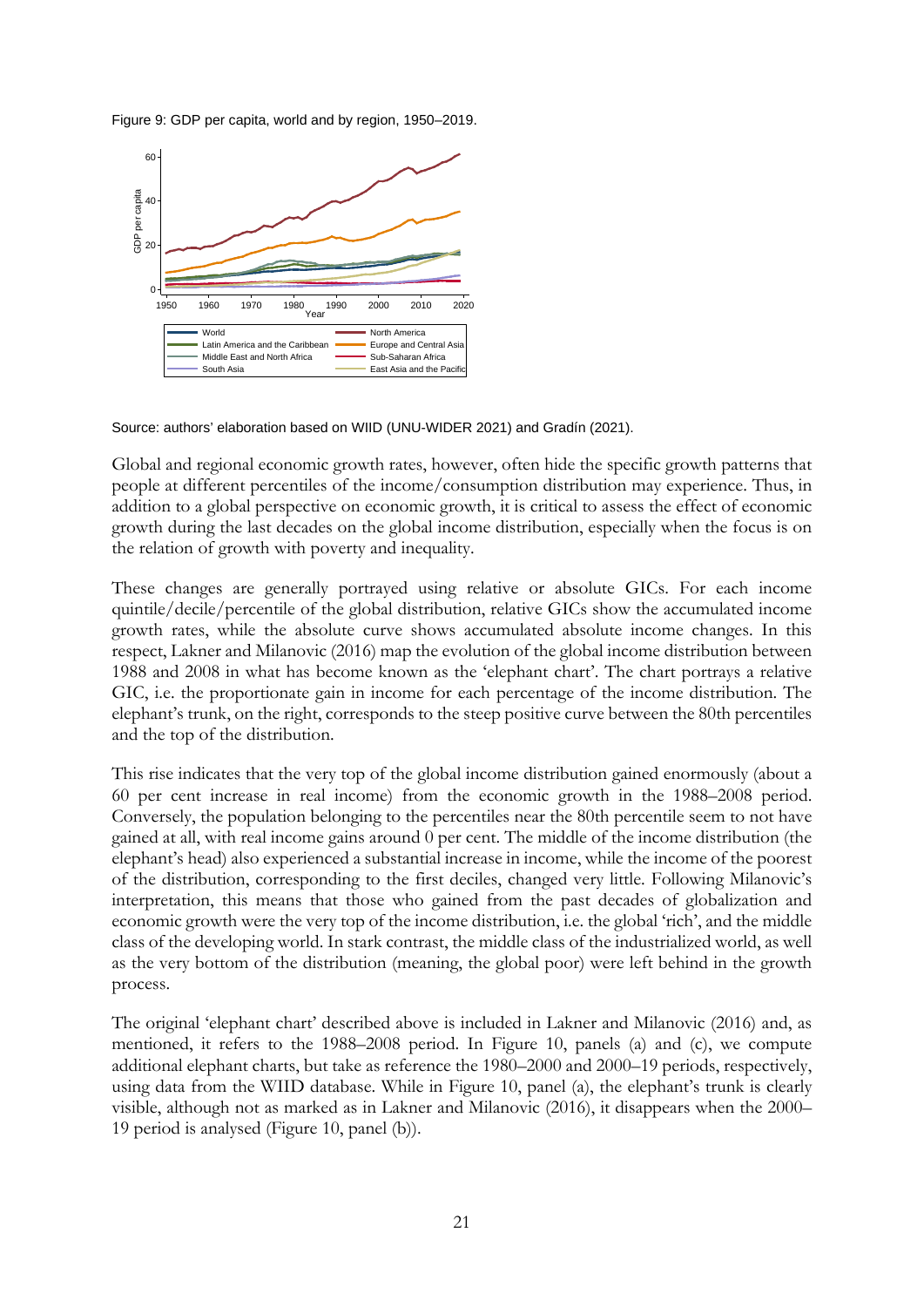Figure 9: GDP per capita, world and by region, 1950–2019.

Source: authors' elaboration based on WIID (UNU-WIDER 2021) and Gradín (2021).

Global and regional economic growth rates, however, often hide the specific growth patterns that people at different percentiles of the income/consumption distribution may experience. Thus, in addition to a global perspective on economic growth, it is critical to assess the effect of economic growth during the last decades on the global income distribution, especially when the focus is on the relation of growth with poverty and inequality.

These changes are generally portrayed using relative or absolute GICs. For each income quintile/decile/percentile of the global distribution, relative GICs show the accumulated income growth rates, while the absolute curve shows accumulated absolute income changes. In this respect, Lakner and Milanovic (2016) map the evolution of the global income distribution between 1988 and 2008 in what has become known as the 'elephant chart'. The chart portrays a relative GIC, i.e. the proportionate gain in income for each percentage of the income distribution. The elephant's trunk, on the right, corresponds to the steep positive curve between the 80th percentiles and the top of the distribution.

This rise indicates that the very top of the global income distribution gained enormously (about a 60 per cent increase in real income) from the economic growth in the 1988–2008 period. Conversely, the population belonging to the percentiles near the 80th percentile seem to not have gained at all, with real income gains around 0 per cent. The middle of the income distribution (the elephant's head) also experienced a substantial increase in income, while the income of the poorest of the distribution, corresponding to the first deciles, changed very little. Following Milanovic's interpretation, this means that those who gained from the past decades of globalization and economic growth were the very top of the income distribution, i.e. the global 'rich', and the middle class of the developing world. In stark contrast, the middle class of the industrialized world, as well as the very bottom of the distribution (meaning, the global poor) were left behind in the growth process.

The original 'elephant chart' described above is included in Lakner and Milanovic (2016) and, as mentioned, it refers to the 1988–2008 period. In Figure 10, panels (a) and (c), we compute additional elephant charts, but take as reference the 1980–2000 and 2000–19 periods, respectively, using data from the WIID database. While in Figure 10, panel (a), the elephant's trunk is clearly visible, although not as marked as in Lakner and Milanovic (2016), it disappears when the 2000–19 period is analysed (Figure 10, panel (b)).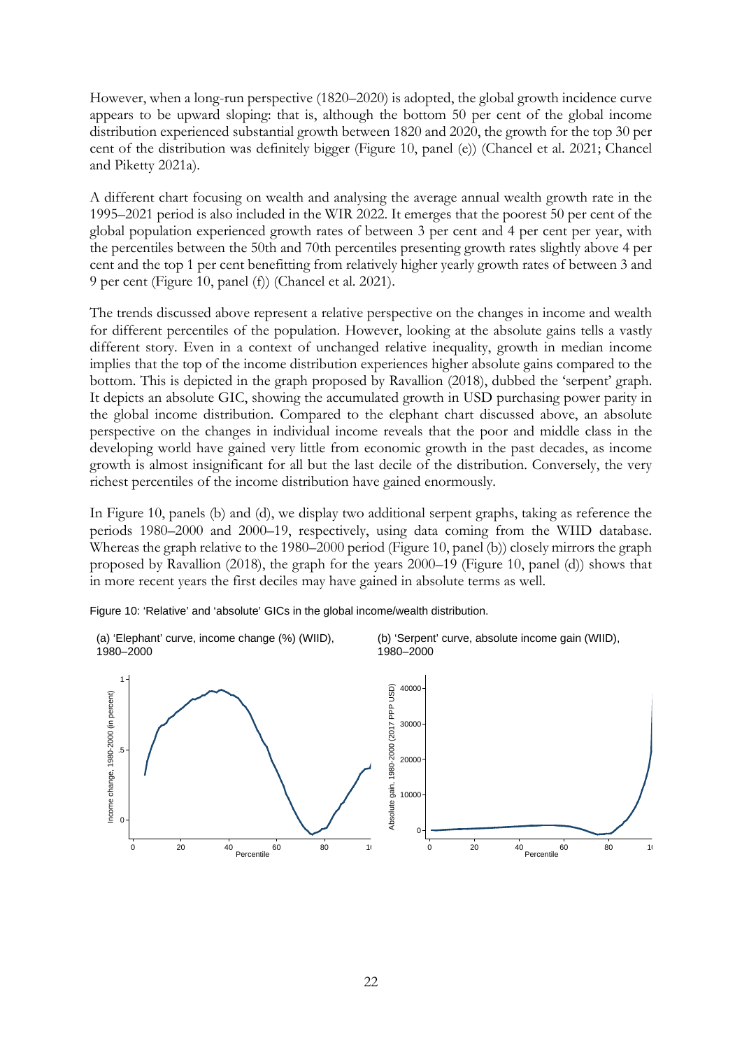However, when a long-run perspective (1820–2020) is adopted, the global growth incidence curve appears to be upward sloping: that is, although the bottom 50 per cent of the global income distribution experienced substantial growth between 1820 and 2020, the growth for the top 30 per cent of the distribution was definitely bigger (Figure 10, panel (e)) (Chancel et al. 2021; Chancel and Piketty 2021a).

A different chart focusing on wealth and analysing the average annual wealth growth rate in the 1995–2021 period is also included in the WIR 2022. It emerges that the poorest 50 per cent of the global population experienced growth rates of between 3 per cent and 4 per cent per year, with the percentiles between the 50th and 70th percentiles presenting growth rates slightly above 4 per cent and the top 1 per cent benefitting from relatively higher yearly growth rates of between 3 and 9 per cent (Figure 10, panel (f)) (Chancel et al. 2021).

The trends discussed above represent a relative perspective on the changes in income and wealth for different percentiles of the population. However, looking at the absolute gains tells a vastly different story. Even in a context of unchanged relative inequality, growth in median income implies that the top of the income distribution experiences higher absolute gains compared to the bottom. This is depicted in the graph proposed by Ravallion (2018), dubbed the 'serpent' graph. It depicts an absolute GIC, showing the accumulated growth in USD purchasing power parity in the global income distribution. Compared to the elephant chart discussed above, an absolute perspective on the changes in individual income reveals that the poor and middle class in the developing world have gained very little from economic growth in the past decades, as income growth is almost insignificant for all but the last decile of the distribution. Conversely, the very richest percentiles of the income distribution have gained enormously.

In Figure 10, panels (b) and (d), we display two additional serpent graphs, taking as reference the periods 1980–2000 and 2000–19, respectively, using data coming from the WIID database. Whereas the graph relative to the 1980–2000 period (Figure 10, panel (b)) closely mirrors the graph proposed by Ravallion (2018), the graph for the years 2000–19 (Figure 10, panel (d)) shows that in more recent years the first deciles may have gained in absolute terms as well.

Figure 10: 'Relative' and 'absolute' GICs in the global income/wealth distribution.

(a) 'Elephant' curve, income change (%) (WIID), 1980–2000

(b) 'Serpent' curve, absolute income gain (WIID), 1980–2000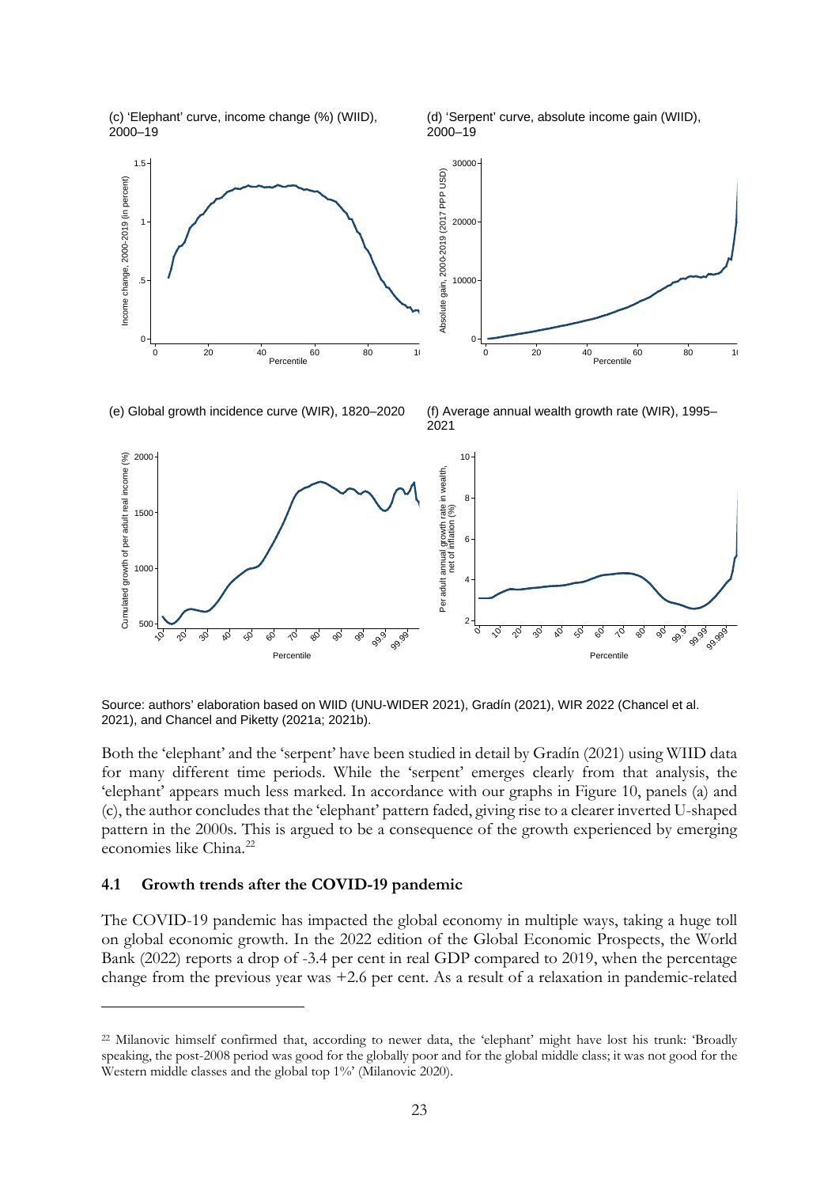(c) 'Elephant' curve, income change (%) (WIID), 2000–19

(d) 'Serpent' curve, absolute income gain (WIID), 2000–19

(e) Global growth incidence curve (WIR), 1820–2020

(f) Average annual wealth growth rate (WIR), 1995–2021

Source: authors' elaboration based on WIID (UNU-WIDER 2021), Gradín (2021), WIR 2022 (Chancel et al. 2021), and Chancel and Piketty (2021a; 2021b).

Both the 'elephant' and the 'serpent' have been studied in detail by Gradín (2021) using WIID data for many different time periods. While the 'serpent' emerges clearly from that analysis, the 'elephant' appears much less marked. In accordance with our graphs in Figure 10, panels (a) and (c), the author concludes that the 'elephant' pattern faded, giving rise to a clearer inverted U-shaped pattern in the 2000s. This is argued to be a consequence of the growth experienced by emerging economies like China.[22]

### 4.1 Growth trends after the COVID-19 pandemic

The COVID-19 pandemic has impacted the global economy in multiple ways, taking a huge toll on global economic growth. In the 2022 edition of the Global Economic Prospects, the World Bank (2022) reports a drop of -3.4 per cent in real GDP compared to 2019, when the percentage change from the previous year was +2.6 per cent. As a result of a relaxation in pandemic-related

[22] Milanovic himself confirmed that, according to newer data, the 'elephant' might have lost his trunk: 'Broadly speaking, the post-2008 period was good for the globally poor and for the global middle class; it was not good for the Western middle classes and the global top 1%' (Milanovic 2020).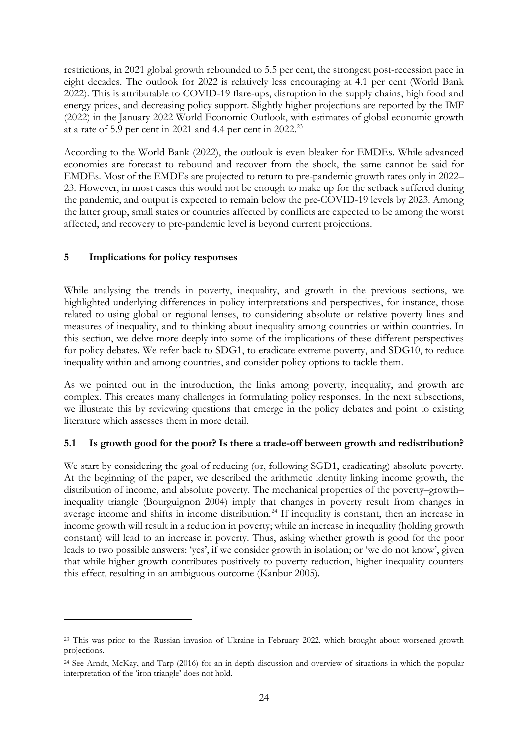restrictions, in 2021 global growth rebounded to 5.5 per cent, the strongest post-recession pace in eight decades. The outlook for 2022 is relatively less encouraging at 4.1 per cent (World Bank 2022). This is attributable to COVID-19 flare-ups, disruption in the supply chains, high food and energy prices, and decreasing policy support. Slightly higher projections are reported by the IMF (2022) in the January 2022 World Economic Outlook, with estimates of global economic growth at a rate of 5.9 per cent in 2021 and 4.4 per cent in 2022.[23]

According to the World Bank (2022), the outlook is even bleaker for EMDEs. While advanced economies are forecast to rebound and recover from the shock, the same cannot be said for EMDEs. Most of the EMDEs are projected to return to pre-pandemic growth rates only in 2022–23. However, in most cases this would not be enough to make up for the setback suffered during the pandemic, and output is expected to remain below the pre-COVID-19 levels by 2023. Among the latter group, small states or countries affected by conflicts are expected to be among the worst affected, and recovery to pre-pandemic level is beyond current projections.

## 5 Implications for policy responses

While analysing the trends in poverty, inequality, and growth in the previous sections, we highlighted underlying differences in policy interpretations and perspectives, for instance, those related to using global or regional lenses, to considering absolute or relative poverty lines and measures of inequality, and to thinking about inequality among countries or within countries. In this section, we delve more deeply into some of the implications of these different perspectives for policy debates. We refer back to SDG1, to eradicate extreme poverty, and SDG10, to reduce inequality within and among countries, and consider policy options to tackle them.

As we pointed out in the introduction, the links among poverty, inequality, and growth are complex. This creates many challenges in formulating policy responses. In the next subsections, we illustrate this by reviewing questions that emerge in the policy debates and point to existing literature which assesses them in more detail.

### 5.1 Is growth good for the poor? Is there a trade-off between growth and redistribution?

We start by considering the goal of reducing (or, following SGD1, eradicating) absolute poverty. At the beginning of the paper, we described the arithmetic identity linking income growth, the distribution of income, and absolute poverty. The mechanical properties of the poverty–growth–inequality triangle (Bourguignon 2004) imply that changes in poverty result from changes in average income and shifts in income distribution.[24] If inequality is constant, then an increase in income growth will result in a reduction in poverty; while an increase in inequality (holding growth constant) will lead to an increase in poverty. Thus, asking whether growth is good for the poor leads to two possible answers: 'yes', if we consider growth in isolation; or 'we do not know', given that while higher growth contributes positively to poverty reduction, higher inequality counters this effect, resulting in an ambiguous outcome (Kanbur 2005).

---

[23] This was prior to the Russian invasion of Ukraine in February 2022, which brought about worsened growth projections.

[24] See Arndt, McKay, and Tarp (2016) for an in-depth discussion and overview of situations in which the popular interpretation of the 'iron triangle' does not hold.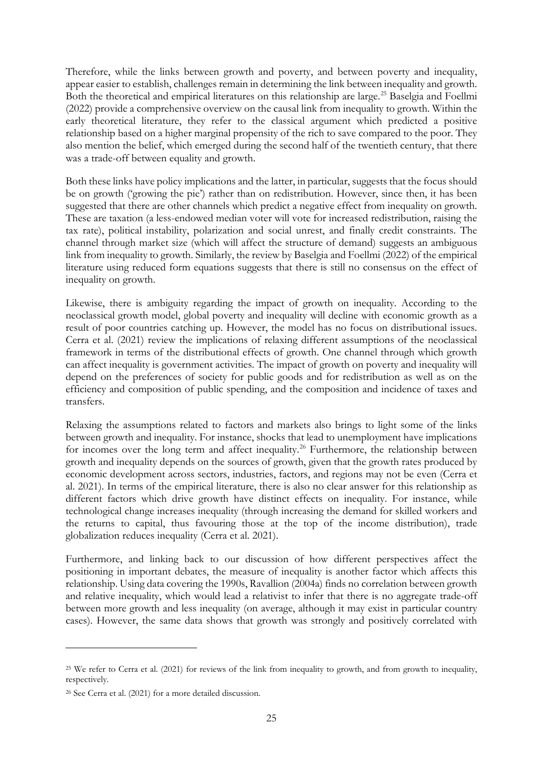Therefore, while the links between growth and poverty, and between poverty and inequality, appear easier to establish, challenges remain in determining the link between inequality and growth. Both the theoretical and empirical literatures on this relationship are large.[25] Baselgia and Foellmi (2022) provide a comprehensive overview on the causal link from inequality to growth. Within the early theoretical literature, they refer to the classical argument which predicted a positive relationship based on a higher marginal propensity of the rich to save compared to the poor. They also mention the belief, which emerged during the second half of the twentieth century, that there was a trade-off between equality and growth.

Both these links have policy implications and the latter, in particular, suggests that the focus should be on growth ('growing the pie') rather than on redistribution. However, since then, it has been suggested that there are other channels which predict a negative effect from inequality on growth. These are taxation (a less-endowed median voter will vote for increased redistribution, raising the tax rate), political instability, polarization and social unrest, and finally credit constraints. The channel through market size (which will affect the structure of demand) suggests an ambiguous link from inequality to growth. Similarly, the review by Baselgia and Foellmi (2022) of the empirical literature using reduced form equations suggests that there is still no consensus on the effect of inequality on growth.

Likewise, there is ambiguity regarding the impact of growth on inequality. According to the neoclassical growth model, global poverty and inequality will decline with economic growth as a result of poor countries catching up. However, the model has no focus on distributional issues. Cerra et al. (2021) review the implications of relaxing different assumptions of the neoclassical framework in terms of the distributional effects of growth. One channel through which growth can affect inequality is government activities. The impact of growth on poverty and inequality will depend on the preferences of society for public goods and for redistribution as well as on the efficiency and composition of public spending, and the composition and incidence of taxes and transfers.

Relaxing the assumptions related to factors and markets also brings to light some of the links between growth and inequality. For instance, shocks that lead to unemployment have implications for incomes over the long term and affect inequality.[26] Furthermore, the relationship between growth and inequality depends on the sources of growth, given that the growth rates produced by economic development across sectors, industries, factors, and regions may not be even (Cerra et al. 2021). In terms of the empirical literature, there is also no clear answer for this relationship as different factors which drive growth have distinct effects on inequality. For instance, while technological change increases inequality (through increasing the demand for skilled workers and the returns to capital, thus favouring those at the top of the income distribution), trade globalization reduces inequality (Cerra et al. 2021).

Furthermore, and linking back to our discussion of how different perspectives affect the positioning in important debates, the measure of inequality is another factor which affects this relationship. Using data covering the 1990s, Ravallion (2004a) finds no correlation between growth and relative inequality, which would lead a relativist to infer that there is no aggregate trade-off between more growth and less inequality (on average, although it may exist in particular country cases). However, the same data shows that growth was strongly and positively correlated with

---

[25] We refer to Cerra et al. (2021) for reviews of the link from inequality to growth, and from growth to inequality, respectively.

[26] See Cerra et al. (2021) for a more detailed discussion.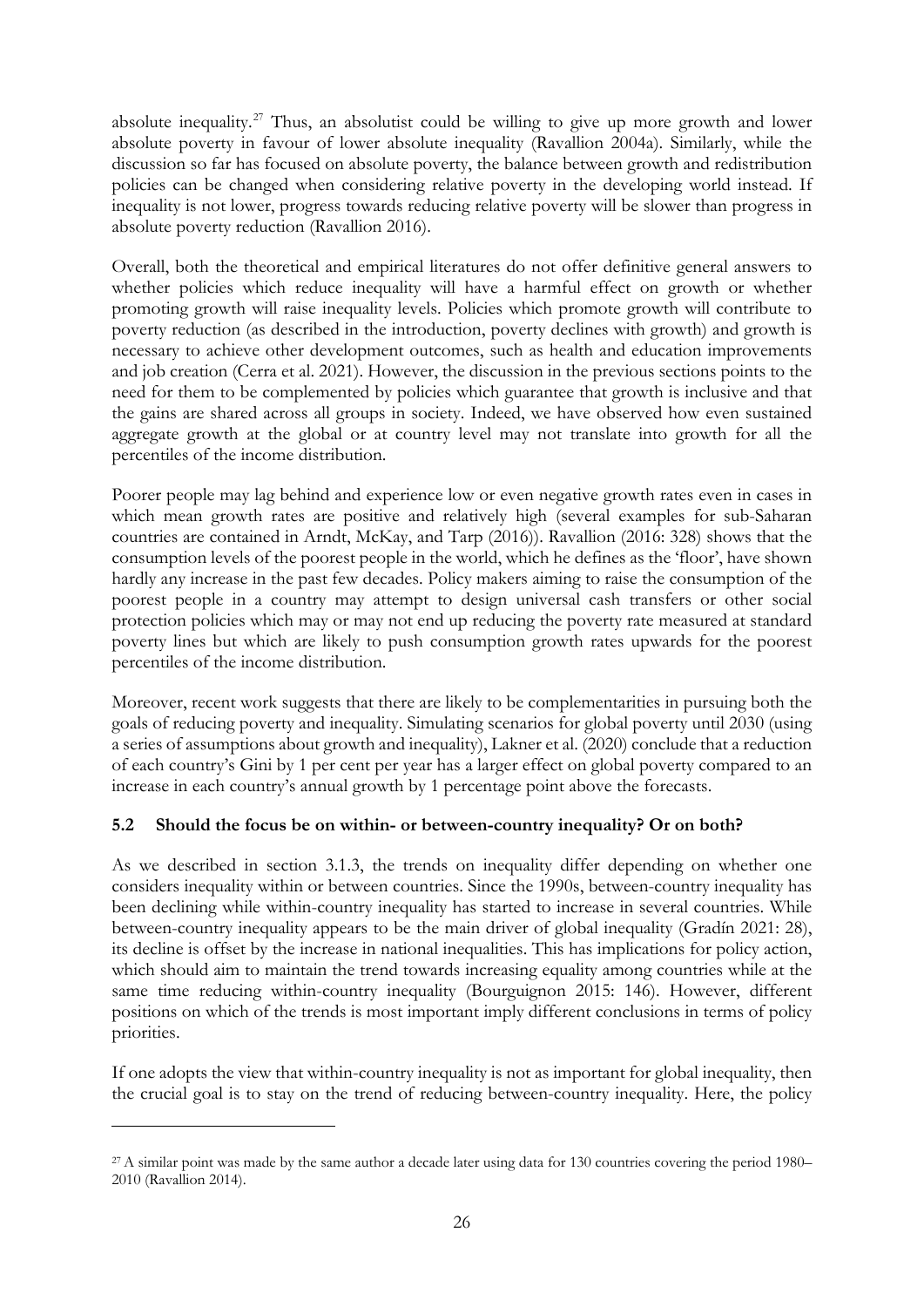absolute inequality.[27] Thus, an absolutist could be willing to give up more growth and lower absolute poverty in favour of lower absolute inequality (Ravallion 2004a). Similarly, while the discussion so far has focused on absolute poverty, the balance between growth and redistribution policies can be changed when considering relative poverty in the developing world instead. If inequality is not lower, progress towards reducing relative poverty will be slower than progress in absolute poverty reduction (Ravallion 2016).

Overall, both the theoretical and empirical literatures do not offer definitive general answers to whether policies which reduce inequality will have a harmful effect on growth or whether promoting growth will raise inequality levels. Policies which promote growth will contribute to poverty reduction (as described in the introduction, poverty declines with growth) and growth is necessary to achieve other development outcomes, such as health and education improvements and job creation (Cerra et al. 2021). However, the discussion in the previous sections points to the need for them to be complemented by policies which guarantee that growth is inclusive and that the gains are shared across all groups in society. Indeed, we have observed how even sustained aggregate growth at the global or at country level may not translate into growth for all the percentiles of the income distribution.

Poorer people may lag behind and experience low or even negative growth rates even in cases in which mean growth rates are positive and relatively high (several examples for sub-Saharan countries are contained in Arndt, McKay, and Tarp (2016)). Ravallion (2016: 328) shows that the consumption levels of the poorest people in the world, which he defines as the 'floor', have shown hardly any increase in the past few decades. Policy makers aiming to raise the consumption of the poorest people in a country may attempt to design universal cash transfers or other social protection policies which may or may not end up reducing the poverty rate measured at standard poverty lines but which are likely to push consumption growth rates upwards for the poorest percentiles of the income distribution.

Moreover, recent work suggests that there are likely to be complementarities in pursuing both the goals of reducing poverty and inequality. Simulating scenarios for global poverty until 2030 (using a series of assumptions about growth and inequality), Lakner et al. (2020) conclude that a reduction of each country's Gini by 1 per cent per year has a larger effect on global poverty compared to an increase in each country's annual growth by 1 percentage point above the forecasts.

### 5.2 Should the focus be on within- or between-country inequality? Or on both?

As we described in section 3.1.3, the trends on inequality differ depending on whether one considers inequality within or between countries. Since the 1990s, between-country inequality has been declining while within-country inequality has started to increase in several countries. While between-country inequality appears to be the main driver of global inequality (Gradín 2021: 28), its decline is offset by the increase in national inequalities. This has implications for policy action, which should aim to maintain the trend towards increasing equality among countries while at the same time reducing within-country inequality (Bourguignon 2015: 146). However, different positions on which of the trends is most important imply different conclusions in terms of policy priorities.

If one adopts the view that within-country inequality is not as important for global inequality, then the crucial goal is to stay on the trend of reducing between-country inequality. Here, the policy

[27] A similar point was made by the same author a decade later using data for 130 countries covering the period 1980–2010 (Ravallion 2014).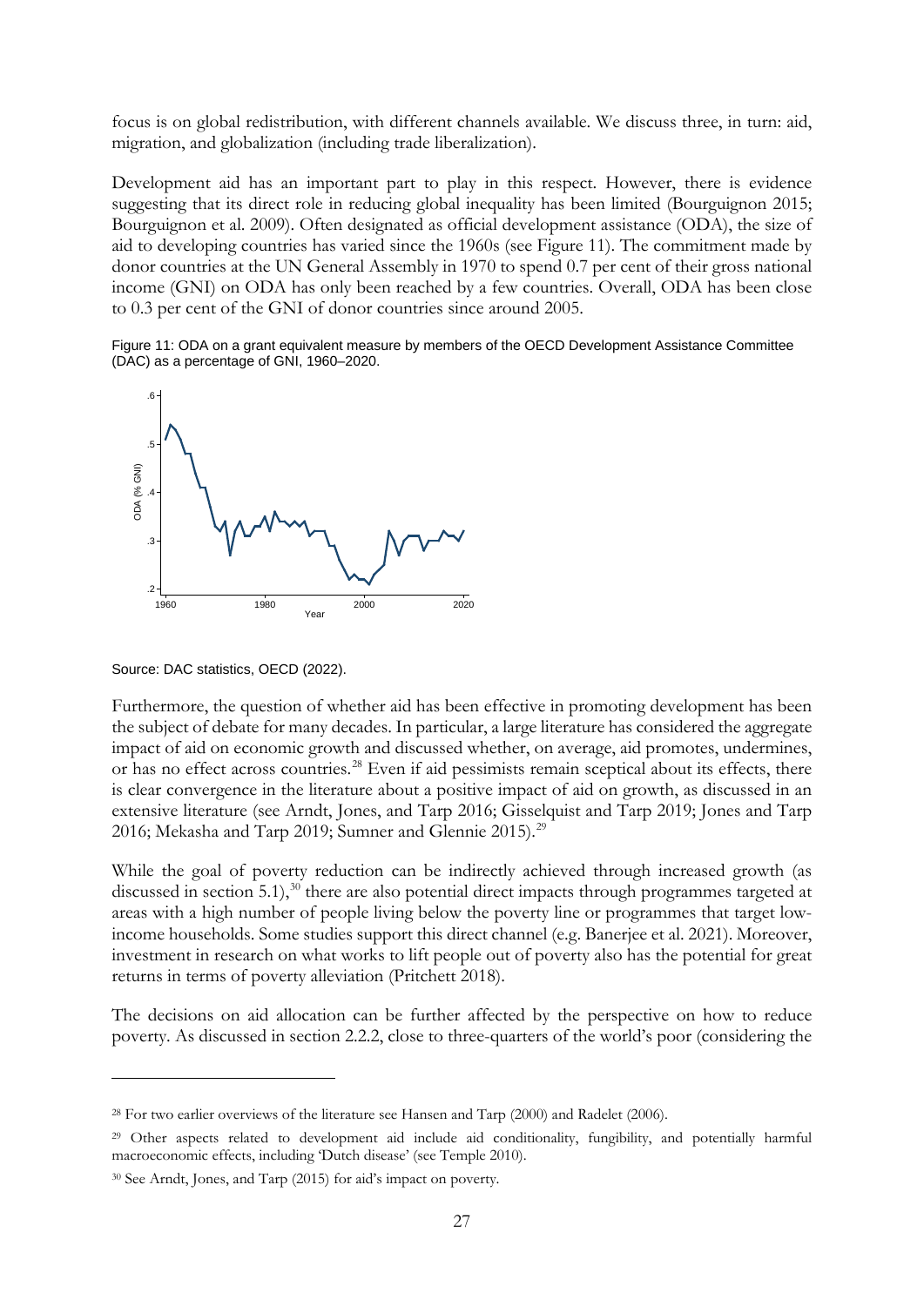focus is on global redistribution, with different channels available. We discuss three, in turn: aid, migration, and globalization (including trade liberalization).

Development aid has an important part to play in this respect. However, there is evidence suggesting that its direct role in reducing global inequality has been limited (Bourguignon 2015; Bourguignon et al. 2009). Often designated as official development assistance (ODA), the size of aid to developing countries has varied since the 1960s (see Figure 11). The commitment made by donor countries at the UN General Assembly in 1970 to spend 0.7 per cent of their gross national income (GNI) on ODA has only been reached by a few countries. Overall, ODA has been close to 0.3 per cent of the GNI of donor countries since around 2005.

Figure 11: ODA on a grant equivalent measure by members of the OECD Development Assistance Committee (DAC) as a percentage of GNI, 1960–2020.

Source: DAC statistics, OECD (2022).

Furthermore, the question of whether aid has been effective in promoting development has been the subject of debate for many decades. In particular, a large literature has considered the aggregate impact of aid on economic growth and discussed whether, on average, aid promotes, undermines, or has no effect across countries.[28] Even if aid pessimists remain sceptical about its effects, there is clear convergence in the literature about a positive impact of aid on growth, as discussed in an extensive literature (see Arndt, Jones, and Tarp 2016; Gisselquist and Tarp 2019; Jones and Tarp 2016; Mekasha and Tarp 2019; Sumner and Glennie 2015).[29]

While the goal of poverty reduction can be indirectly achieved through increased growth (as discussed in section 5.1),[30] there are also potential direct impacts through programmes targeted at areas with a high number of people living below the poverty line or programmes that target low-income households. Some studies support this direct channel (e.g. Banerjee et al. 2021). Moreover, investment in research on what works to lift people out of poverty also has the potential for great returns in terms of poverty alleviation (Pritchett 2018).

The decisions on aid allocation can be further affected by the perspective on how to reduce poverty. As discussed in section 2.2.2, close to three-quarters of the world's poor (considering the

[28] For two earlier overviews of the literature see Hansen and Tarp (2000) and Radelet (2006).

[29] Other aspects related to development aid include aid conditionality, fungibility, and potentially harmful macroeconomic effects, including 'Dutch disease' (see Temple 2010).

[30] See Arndt, Jones, and Tarp (2015) for aid's impact on poverty.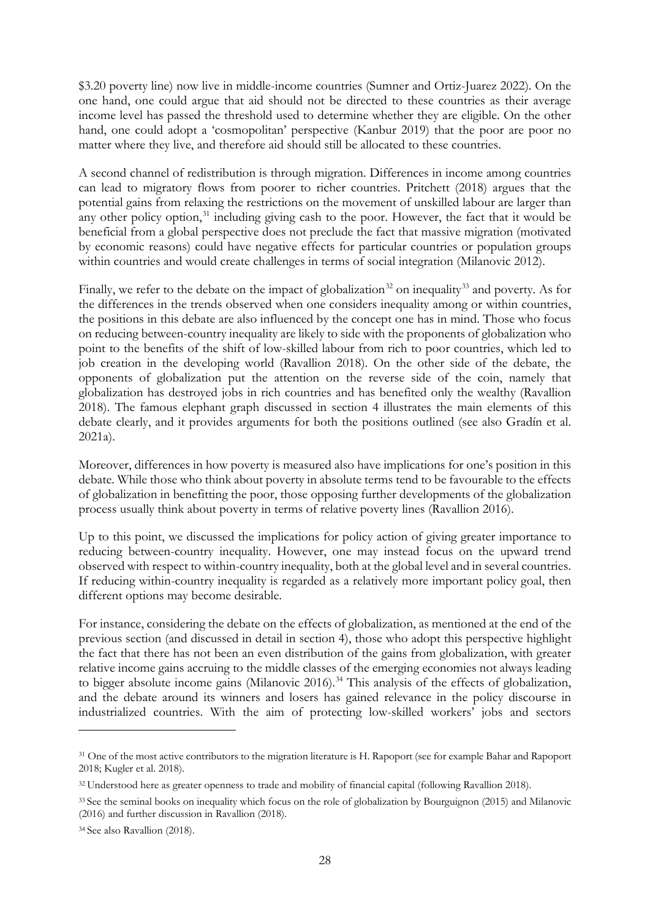\$3.20 poverty line) now live in middle-income countries (Sumner and Ortiz-Juarez 2022). On the one hand, one could argue that aid should not be directed to these countries as their average income level has passed the threshold used to determine whether they are eligible. On the other hand, one could adopt a 'cosmopolitan' perspective (Kanbur 2019) that the poor are poor no matter where they live, and therefore aid should still be allocated to these countries.

A second channel of redistribution is through migration. Differences in income among countries can lead to migratory flows from poorer to richer countries. Pritchett (2018) argues that the potential gains from relaxing the restrictions on the movement of unskilled labour are larger than any other policy option,[31] including giving cash to the poor. However, the fact that it would be beneficial from a global perspective does not preclude the fact that massive migration (motivated by economic reasons) could have negative effects for particular countries or population groups within countries and would create challenges in terms of social integration (Milanovic 2012).

Finally, we refer to the debate on the impact of globalization[32] on inequality[33] and poverty. As for the differences in the trends observed when one considers inequality among or within countries, the positions in this debate are also influenced by the concept one has in mind. Those who focus on reducing between-country inequality are likely to side with the proponents of globalization who point to the benefits of the shift of low-skilled labour from rich to poor countries, which led to job creation in the developing world (Ravallion 2018). On the other side of the debate, the opponents of globalization put the attention on the reverse side of the coin, namely that globalization has destroyed jobs in rich countries and has benefited only the wealthy (Ravallion 2018). The famous elephant graph discussed in section 4 illustrates the main elements of this debate clearly, and it provides arguments for both the positions outlined (see also Gradín et al. 2021a).

Moreover, differences in how poverty is measured also have implications for one's position in this debate. While those who think about poverty in absolute terms tend to be favourable to the effects of globalization in benefitting the poor, those opposing further developments of the globalization process usually think about poverty in terms of relative poverty lines (Ravallion 2016).

Up to this point, we discussed the implications for policy action of giving greater importance to reducing between-country inequality. However, one may instead focus on the upward trend observed with respect to within-country inequality, both at the global level and in several countries. If reducing within-country inequality is regarded as a relatively more important policy goal, then different options may become desirable.

For instance, considering the debate on the effects of globalization, as mentioned at the end of the previous section (and discussed in detail in section 4), those who adopt this perspective highlight the fact that there has not been an even distribution of the gains from globalization, with greater relative income gains accruing to the middle classes of the emerging economies not always leading to bigger absolute income gains (Milanovic 2016).[34] This analysis of the effects of globalization, and the debate around its winners and losers has gained relevance in the policy discourse in industrialized countries. With the aim of protecting low-skilled workers' jobs and sectors

---

[31] One of the most active contributors to the migration literature is H. Rapoport (see for example Bahar and Rapoport 2018; Kugler et al. 2018).

[32] Understood here as greater openness to trade and mobility of financial capital (following Ravallion 2018).

[33] See the seminal books on inequality which focus on the role of globalization by Bourguignon (2015) and Milanovic (2016) and further discussion in Ravallion (2018).

[34] See also Ravallion (2018).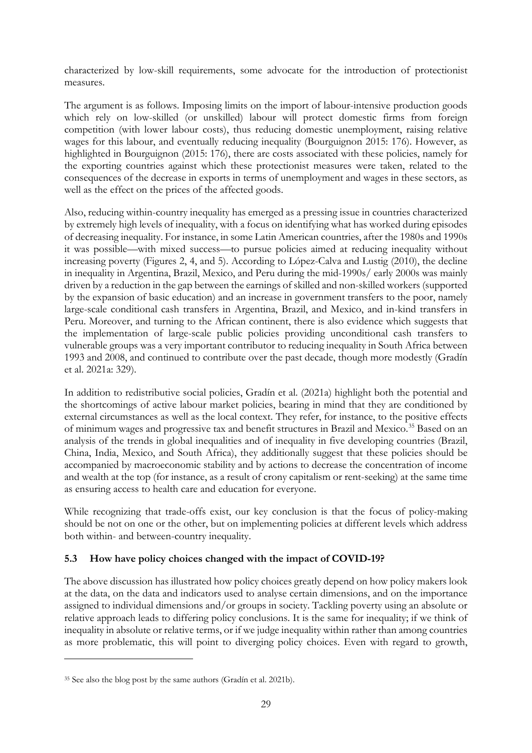characterized by low-skill requirements, some advocate for the introduction of protectionist measures.

The argument is as follows. Imposing limits on the import of labour-intensive production goods which rely on low-skilled (or unskilled) labour will protect domestic firms from foreign competition (with lower labour costs), thus reducing domestic unemployment, raising relative wages for this labour, and eventually reducing inequality (Bourguignon 2015: 176). However, as highlighted in Bourguignon (2015: 176), there are costs associated with these policies, namely for the exporting countries against which these protectionist measures were taken, related to the consequences of the decrease in exports in terms of unemployment and wages in these sectors, as well as the effect on the prices of the affected goods.

Also, reducing within-country inequality has emerged as a pressing issue in countries characterized by extremely high levels of inequality, with a focus on identifying what has worked during episodes of decreasing inequality. For instance, in some Latin American countries, after the 1980s and 1990s it was possible—with mixed success—to pursue policies aimed at reducing inequality without increasing poverty (Figures 2, 4, and 5). According to López-Calva and Lustig (2010), the decline in inequality in Argentina, Brazil, Mexico, and Peru during the mid-1990s/ early 2000s was mainly driven by a reduction in the gap between the earnings of skilled and non-skilled workers (supported by the expansion of basic education) and an increase in government transfers to the poor, namely large-scale conditional cash transfers in Argentina, Brazil, and Mexico, and in-kind transfers in Peru. Moreover, and turning to the African continent, there is also evidence which suggests that the implementation of large-scale public policies providing unconditional cash transfers to vulnerable groups was a very important contributor to reducing inequality in South Africa between 1993 and 2008, and continued to contribute over the past decade, though more modestly (Gradín et al. 2021a: 329).

In addition to redistributive social policies, Gradín et al. (2021a) highlight both the potential and the shortcomings of active labour market policies, bearing in mind that they are conditioned by external circumstances as well as the local context. They refer, for instance, to the positive effects of minimum wages and progressive tax and benefit structures in Brazil and Mexico.[35] Based on an analysis of the trends in global inequalities and of inequality in five developing countries (Brazil, China, India, Mexico, and South Africa), they additionally suggest that these policies should be accompanied by macroeconomic stability and by actions to decrease the concentration of income and wealth at the top (for instance, as a result of crony capitalism or rent-seeking) at the same time as ensuring access to health care and education for everyone.

While recognizing that trade-offs exist, our key conclusion is that the focus of policy-making should be not on one or the other, but on implementing policies at different levels which address both within- and between-country inequality.

### 5.3 How have policy choices changed with the impact of COVID-19?

The above discussion has illustrated how policy choices greatly depend on how policy makers look at the data, on the data and indicators used to analyse certain dimensions, and on the importance assigned to individual dimensions and/or groups in society. Tackling poverty using an absolute or relative approach leads to differing policy conclusions. It is the same for inequality; if we think of inequality in absolute or relative terms, or if we judge inequality within rather than among countries as more problematic, this will point to diverging policy choices. Even with regard to growth,

---

[35] See also the blog post by the same authors (Gradín et al. 2021b).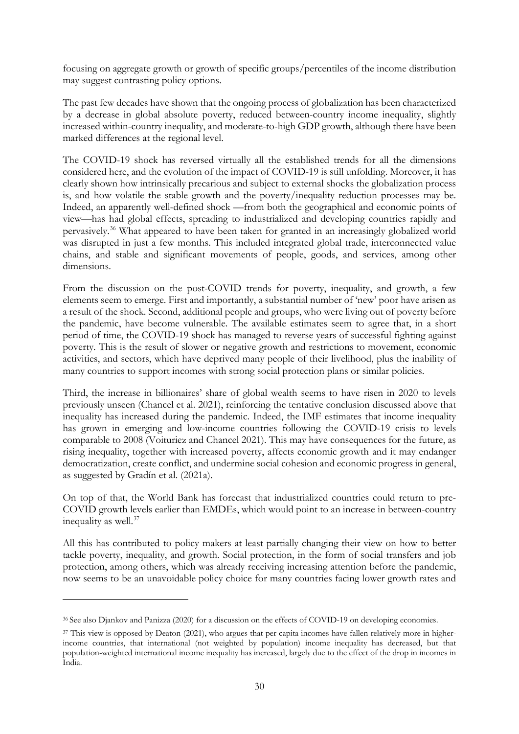focusing on aggregate growth or growth of specific groups/percentiles of the income distribution may suggest contrasting policy options.

The past few decades have shown that the ongoing process of globalization has been characterized by a decrease in global absolute poverty, reduced between-country income inequality, slightly increased within-country inequality, and moderate-to-high GDP growth, although there have been marked differences at the regional level.

The COVID-19 shock has reversed virtually all the established trends for all the dimensions considered here, and the evolution of the impact of COVID-19 is still unfolding. Moreover, it has clearly shown how intrinsically precarious and subject to external shocks the globalization process is, and how volatile the stable growth and the poverty/inequality reduction processes may be. Indeed, an apparently well-defined shock —from both the geographical and economic points of view—has had global effects, spreading to industrialized and developing countries rapidly and pervasively.[36] What appeared to have been taken for granted in an increasingly globalized world was disrupted in just a few months. This included integrated global trade, interconnected value chains, and stable and significant movements of people, goods, and services, among other dimensions.

From the discussion on the post-COVID trends for poverty, inequality, and growth, a few elements seem to emerge. First and importantly, a substantial number of 'new' poor have arisen as a result of the shock. Second, additional people and groups, who were living out of poverty before the pandemic, have become vulnerable. The available estimates seem to agree that, in a short period of time, the COVID-19 shock has managed to reverse years of successful fighting against poverty. This is the result of slower or negative growth and restrictions to movement, economic activities, and sectors, which have deprived many people of their livelihood, plus the inability of many countries to support incomes with strong social protection plans or similar policies.

Third, the increase in billionaires' share of global wealth seems to have risen in 2020 to levels previously unseen (Chancel et al. 2021), reinforcing the tentative conclusion discussed above that inequality has increased during the pandemic. Indeed, the IMF estimates that income inequality has grown in emerging and low-income countries following the COVID-19 crisis to levels comparable to 2008 (Voituriez and Chancel 2021). This may have consequences for the future, as rising inequality, together with increased poverty, affects economic growth and it may endanger democratization, create conflict, and undermine social cohesion and economic progress in general, as suggested by Gradín et al. (2021a).

On top of that, the World Bank has forecast that industrialized countries could return to pre-COVID growth levels earlier than EMDEs, which would point to an increase in between-country inequality as well.[37]

All this has contributed to policy makers at least partially changing their view on how to better tackle poverty, inequality, and growth. Social protection, in the form of social transfers and job protection, among others, which was already receiving increasing attention before the pandemic, now seems to be an unavoidable policy choice for many countries facing lower growth rates and

[36] See also Djankov and Panizza (2020) for a discussion on the effects of COVID-19 on developing economies.

[37] This view is opposed by Deaton (2021), who argues that per capita incomes have fallen relatively more in higher-income countries, that international (not weighted by population) income inequality has decreased, but that population-weighted international income inequality has increased, largely due to the effect of the drop in incomes in India.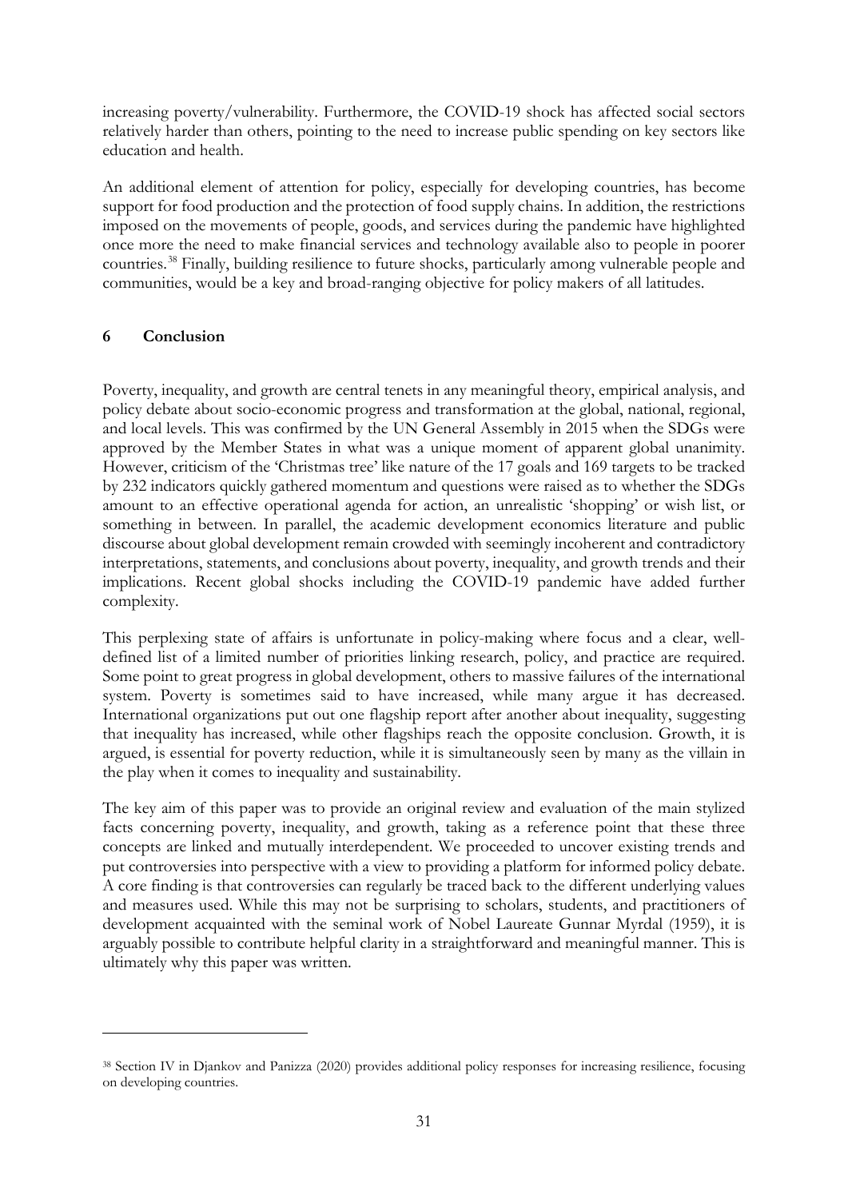increasing poverty/vulnerability. Furthermore, the COVID-19 shock has affected social sectors relatively harder than others, pointing to the need to increase public spending on key sectors like education and health.

An additional element of attention for policy, especially for developing countries, has become support for food production and the protection of food supply chains. In addition, the restrictions imposed on the movements of people, goods, and services during the pandemic have highlighted once more the need to make financial services and technology available also to people in poorer countries.[38] Finally, building resilience to future shocks, particularly among vulnerable people and communities, would be a key and broad-ranging objective for policy makers of all latitudes.

## 6 Conclusion

Poverty, inequality, and growth are central tenets in any meaningful theory, empirical analysis, and policy debate about socio-economic progress and transformation at the global, national, regional, and local levels. This was confirmed by the UN General Assembly in 2015 when the SDGs were approved by the Member States in what was a unique moment of apparent global unanimity. However, criticism of the 'Christmas tree' like nature of the 17 goals and 169 targets to be tracked by 232 indicators quickly gathered momentum and questions were raised as to whether the SDGs amount to an effective operational agenda for action, an unrealistic 'shopping' or wish list, or something in between. In parallel, the academic development economics literature and public discourse about global development remain crowded with seemingly incoherent and contradictory interpretations, statements, and conclusions about poverty, inequality, and growth trends and their implications. Recent global shocks including the COVID-19 pandemic have added further complexity.

This perplexing state of affairs is unfortunate in policy-making where focus and a clear, well-defined list of a limited number of priorities linking research, policy, and practice are required. Some point to great progress in global development, others to massive failures of the international system. Poverty is sometimes said to have increased, while many argue it has decreased. International organizations put out one flagship report after another about inequality, suggesting that inequality has increased, while other flagships reach the opposite conclusion. Growth, it is argued, is essential for poverty reduction, while it is simultaneously seen by many as the villain in the play when it comes to inequality and sustainability.

The key aim of this paper was to provide an original review and evaluation of the main stylized facts concerning poverty, inequality, and growth, taking as a reference point that these three concepts are linked and mutually interdependent. We proceeded to uncover existing trends and put controversies into perspective with a view to providing a platform for informed policy debate. A core finding is that controversies can regularly be traced back to the different underlying values and measures used. While this may not be surprising to scholars, students, and practitioners of development acquainted with the seminal work of Nobel Laureate Gunnar Myrdal (1959), it is arguably possible to contribute helpful clarity in a straightforward and meaningful manner. This is ultimately why this paper was written.

---

[38] Section IV in Djankov and Panizza (2020) provides additional policy responses for increasing resilience, focusing on developing countries.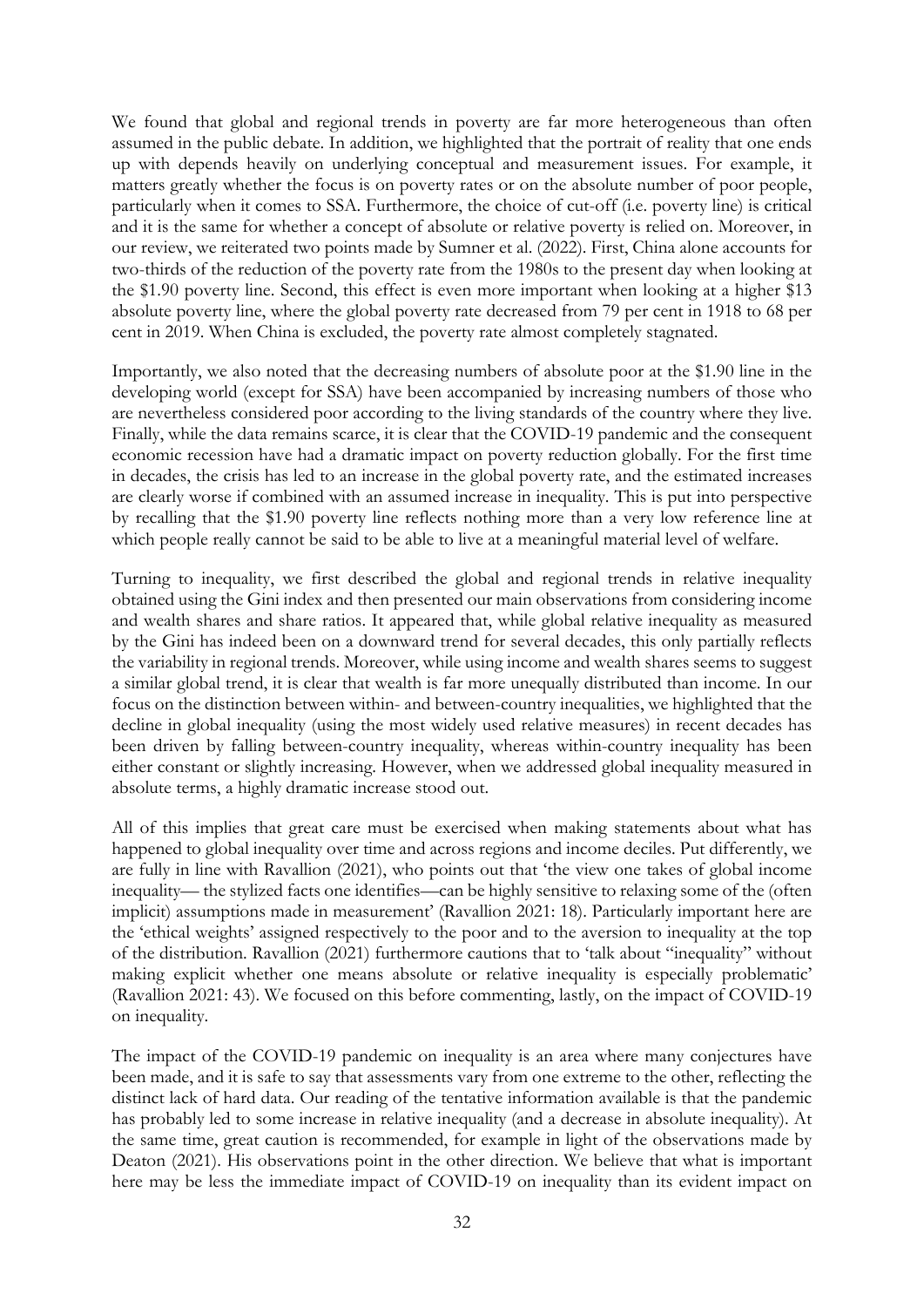We found that global and regional trends in poverty are far more heterogeneous than often assumed in the public debate. In addition, we highlighted that the portrait of reality that one ends up with depends heavily on underlying conceptual and measurement issues. For example, it matters greatly whether the focus is on poverty rates or on the absolute number of poor people, particularly when it comes to SSA. Furthermore, the choice of cut-off (i.e. poverty line) is critical and it is the same for whether a concept of absolute or relative poverty is relied on. Moreover, in our review, we reiterated two points made by Sumner et al. (2022). First, China alone accounts for two-thirds of the reduction of the poverty rate from the 1980s to the present day when looking at the $1.90 poverty line. Second, this effect is even more important when looking at a higher $13 absolute poverty line, where the global poverty rate decreased from 79 per cent in 1918 to 68 per cent in 2019. When China is excluded, the poverty rate almost completely stagnated.

Importantly, we also noted that the decreasing numbers of absolute poor at the $1.90 line in the developing world (except for SSA) have been accompanied by increasing numbers of those who are nevertheless considered poor according to the living standards of the country where they live. Finally, while the data remains scarce, it is clear that the COVID-19 pandemic and the consequent economic recession have had a dramatic impact on poverty reduction globally. For the first time in decades, the crisis has led to an increase in the global poverty rate, and the estimated increases are clearly worse if combined with an assumed increase in inequality. This is put into perspective by recalling that the $1.90 poverty line reflects nothing more than a very low reference line at which people really cannot be said to be able to live at a meaningful material level of welfare.

Turning to inequality, we first described the global and regional trends in relative inequality obtained using the Gini index and then presented our main observations from considering income and wealth shares and share ratios. It appeared that, while global relative inequality as measured by the Gini has indeed been on a downward trend for several decades, this only partially reflects the variability in regional trends. Moreover, while using income and wealth shares seems to suggest a similar global trend, it is clear that wealth is far more unequally distributed than income. In our focus on the distinction between within- and between-country inequalities, we highlighted that the decline in global inequality (using the most widely used relative measures) in recent decades has been driven by falling between-country inequality, whereas within-country inequality has been either constant or slightly increasing. However, when we addressed global inequality measured in absolute terms, a highly dramatic increase stood out.

All of this implies that great care must be exercised when making statements about what has happened to global inequality over time and across regions and income deciles. Put differently, we are fully in line with Ravallion (2021), who points out that 'the view one takes of global income inequality— the stylized facts one identifies—can be highly sensitive to relaxing some of the (often implicit) assumptions made in measurement' (Ravallion 2021: 18). Particularly important here are the 'ethical weights' assigned respectively to the poor and to the aversion to inequality at the top of the distribution. Ravallion (2021) furthermore cautions that to 'talk about "inequality" without making explicit whether one means absolute or relative inequality is especially problematic' (Ravallion 2021: 43). We focused on this before commenting, lastly, on the impact of COVID-19 on inequality.

The impact of the COVID-19 pandemic on inequality is an area where many conjectures have been made, and it is safe to say that assessments vary from one extreme to the other, reflecting the distinct lack of hard data. Our reading of the tentative information available is that the pandemic has probably led to some increase in relative inequality (and a decrease in absolute inequality). At the same time, great caution is recommended, for example in light of the observations made by Deaton (2021). His observations point in the other direction. We believe that what is important here may be less the immediate impact of COVID-19 on inequality than its evident impact on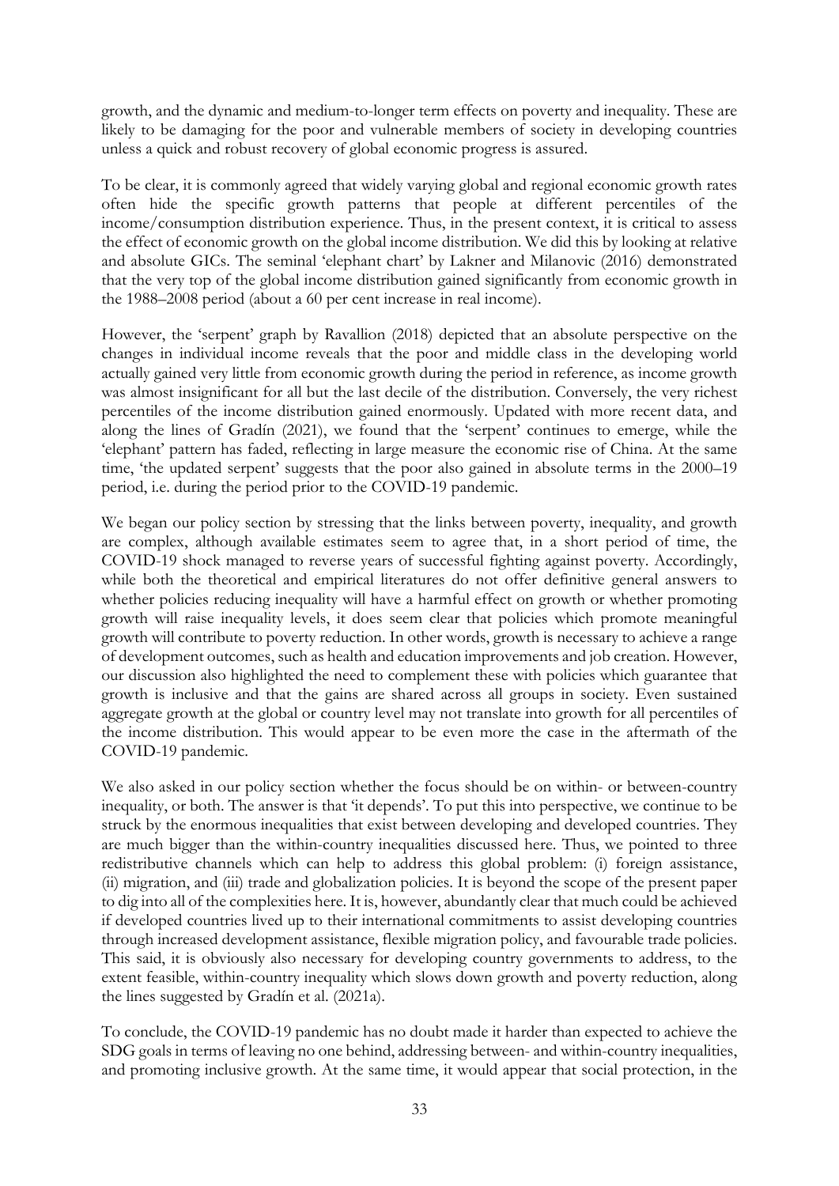growth, and the dynamic and medium-to-longer term effects on poverty and inequality. These are likely to be damaging for the poor and vulnerable members of society in developing countries unless a quick and robust recovery of global economic progress is assured.

To be clear, it is commonly agreed that widely varying global and regional economic growth rates often hide the specific growth patterns that people at different percentiles of the income/consumption distribution experience. Thus, in the present context, it is critical to assess the effect of economic growth on the global income distribution. We did this by looking at relative and absolute GICs. The seminal 'elephant chart' by Lakner and Milanovic (2016) demonstrated that the very top of the global income distribution gained significantly from economic growth in the 1988–2008 period (about a 60 per cent increase in real income).

However, the 'serpent' graph by Ravallion (2018) depicted that an absolute perspective on the changes in individual income reveals that the poor and middle class in the developing world actually gained very little from economic growth during the period in reference, as income growth was almost insignificant for all but the last decile of the distribution. Conversely, the very richest percentiles of the income distribution gained enormously. Updated with more recent data, and along the lines of Gradín (2021), we found that the 'serpent' continues to emerge, while the 'elephant' pattern has faded, reflecting in large measure the economic rise of China. At the same time, 'the updated serpent' suggests that the poor also gained in absolute terms in the 2000–19 period, i.e. during the period prior to the COVID-19 pandemic.

We began our policy section by stressing that the links between poverty, inequality, and growth are complex, although available estimates seem to agree that, in a short period of time, the COVID-19 shock managed to reverse years of successful fighting against poverty. Accordingly, while both the theoretical and empirical literatures do not offer definitive general answers to whether policies reducing inequality will have a harmful effect on growth or whether promoting growth will raise inequality levels, it does seem clear that policies which promote meaningful growth will contribute to poverty reduction. In other words, growth is necessary to achieve a range of development outcomes, such as health and education improvements and job creation. However, our discussion also highlighted the need to complement these with policies which guarantee that growth is inclusive and that the gains are shared across all groups in society. Even sustained aggregate growth at the global or country level may not translate into growth for all percentiles of the income distribution. This would appear to be even more the case in the aftermath of the COVID-19 pandemic.

We also asked in our policy section whether the focus should be on within- or between-country inequality, or both. The answer is that 'it depends'. To put this into perspective, we continue to be struck by the enormous inequalities that exist between developing and developed countries. They are much bigger than the within-country inequalities discussed here. Thus, we pointed to three redistributive channels which can help to address this global problem: (i) foreign assistance, (ii) migration, and (iii) trade and globalization policies. It is beyond the scope of the present paper to dig into all of the complexities here. It is, however, abundantly clear that much could be achieved if developed countries lived up to their international commitments to assist developing countries through increased development assistance, flexible migration policy, and favourable trade policies. This said, it is obviously also necessary for developing country governments to address, to the extent feasible, within-country inequality which slows down growth and poverty reduction, along the lines suggested by Gradín et al. (2021a).

To conclude, the COVID-19 pandemic has no doubt made it harder than expected to achieve the SDG goals in terms of leaving no one behind, addressing between- and within-country inequalities, and promoting inclusive growth. At the same time, it would appear that social protection, in the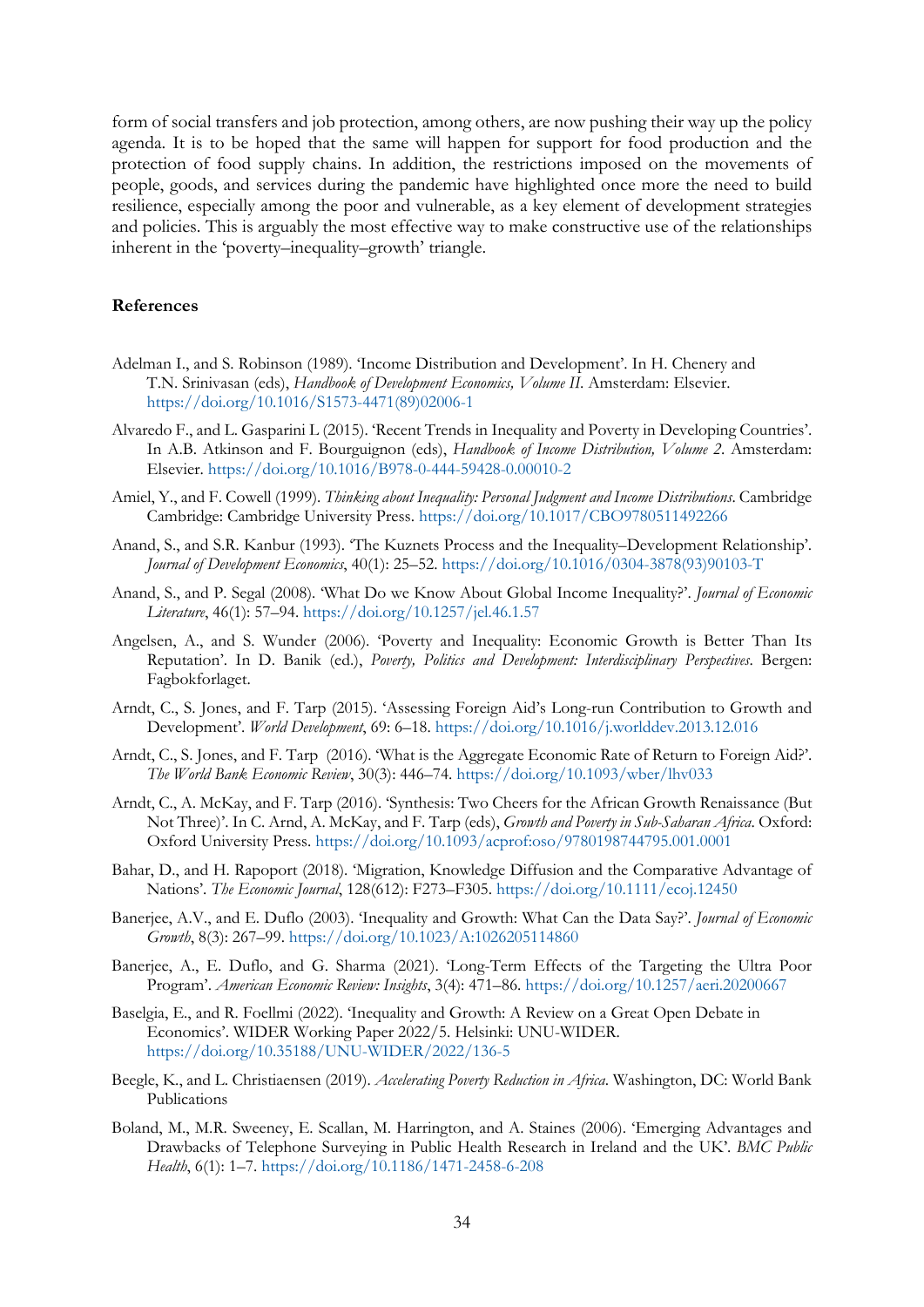form of social transfers and job protection, among others, are now pushing their way up the policy agenda. It is to be hoped that the same will happen for support for food production and the protection of food supply chains. In addition, the restrictions imposed on the movements of people, goods, and services during the pandemic have highlighted once more the need to build resilience, especially among the poor and vulnerable, as a key element of development strategies and policies. This is arguably the most effective way to make constructive use of the relationships inherent in the 'poverty–inequality–growth' triangle.

## References

Adelman I., and S. Robinson (1989). 'Income Distribution and Development'. In H. Chenery and T.N. Srinivasan (eds), *Handbook of Development Economics, Volume II*. Amsterdam: Elsevier. https://doi.org/10.1016/S1573-4471(89)02006-1

Alvaredo F., and L. Gasparini L (2015). 'Recent Trends in Inequality and Poverty in Developing Countries'. In A.B. Atkinson and F. Bourguignon (eds), *Handbook of Income Distribution, Volume 2*. Amsterdam: Elsevier. https://doi.org/10.1016/B978-0-444-59428-0.00010-2

Amiel, Y., and F. Cowell (1999). *Thinking about Inequality: Personal Judgment and Income Distributions*. Cambridge Cambridge: Cambridge University Press. https://doi.org/10.1017/CBO9780511492266

Anand, S., and S.R. Kanbur (1993). 'The Kuznets Process and the Inequality–Development Relationship'. *Journal of Development Economics*, 40(1): 25–52. https://doi.org/10.1016/0304-3878(93)90103-T

Anand, S., and P. Segal (2008). 'What Do we Know About Global Income Inequality?'. *Journal of Economic Literature*, 46(1): 57–94. https://doi.org/10.1257/jel.46.1.57

Angelsen, A., and S. Wunder (2006). 'Poverty and Inequality: Economic Growth is Better Than Its Reputation'. In D. Banik (ed.), *Poverty, Politics and Development: Interdisciplinary Perspectives*. Bergen: Fagbokforlaget.

Arndt, C., S. Jones, and F. Tarp (2015). 'Assessing Foreign Aid's Long-run Contribution to Growth and Development'. *World Development*, 69: 6–18. https://doi.org/10.1016/j.worlddev.2013.12.016

Arndt, C., S. Jones, and F. Tarp (2016). 'What is the Aggregate Economic Rate of Return to Foreign Aid?'. *The World Bank Economic Review*, 30(3): 446–74. https://doi.org/10.1093/wber/lhv033

Arndt, C., A. McKay, and F. Tarp (2016). 'Synthesis: Two Cheers for the African Growth Renaissance (But Not Three)'. In C. Arnd, A. McKay, and F. Tarp (eds), *Growth and Poverty in Sub-Saharan Africa*. Oxford: Oxford University Press. https://doi.org/10.1093/acprof:oso/9780198744795.001.0001

Bahar, D., and H. Rapoport (2018). 'Migration, Knowledge Diffusion and the Comparative Advantage of Nations'. *The Economic Journal*, 128(612): F273–F305. https://doi.org/10.1111/ecoj.12450

Banerjee, A.V., and E. Duflo (2003). 'Inequality and Growth: What Can the Data Say?'. *Journal of Economic Growth*, 8(3): 267–99. https://doi.org/10.1023/A:1026205114860

Banerjee, A., E. Duflo, and G. Sharma (2021). 'Long-Term Effects of the Targeting the Ultra Poor Program'. *American Economic Review: Insights*, 3(4): 471–86. https://doi.org/10.1257/aeri.20200667

Baselgia, E., and R. Foellmi (2022). 'Inequality and Growth: A Review on a Great Open Debate in Economics'. WIDER Working Paper 2022/5. Helsinki: UNU-WIDER. https://doi.org/10.35188/UNU-WIDER/2022/136-5

Beegle, K., and L. Christiaensen (2019). *Accelerating Poverty Reduction in Africa*. Washington, DC: World Bank Publications

Boland, M., M.R. Sweeney, E. Scallan, M. Harrington, and A. Staines (2006). 'Emerging Advantages and Drawbacks of Telephone Surveying in Public Health Research in Ireland and the UK'. *BMC Public Health*, 6(1): 1–7. https://doi.org/10.1186/1471-2458-6-208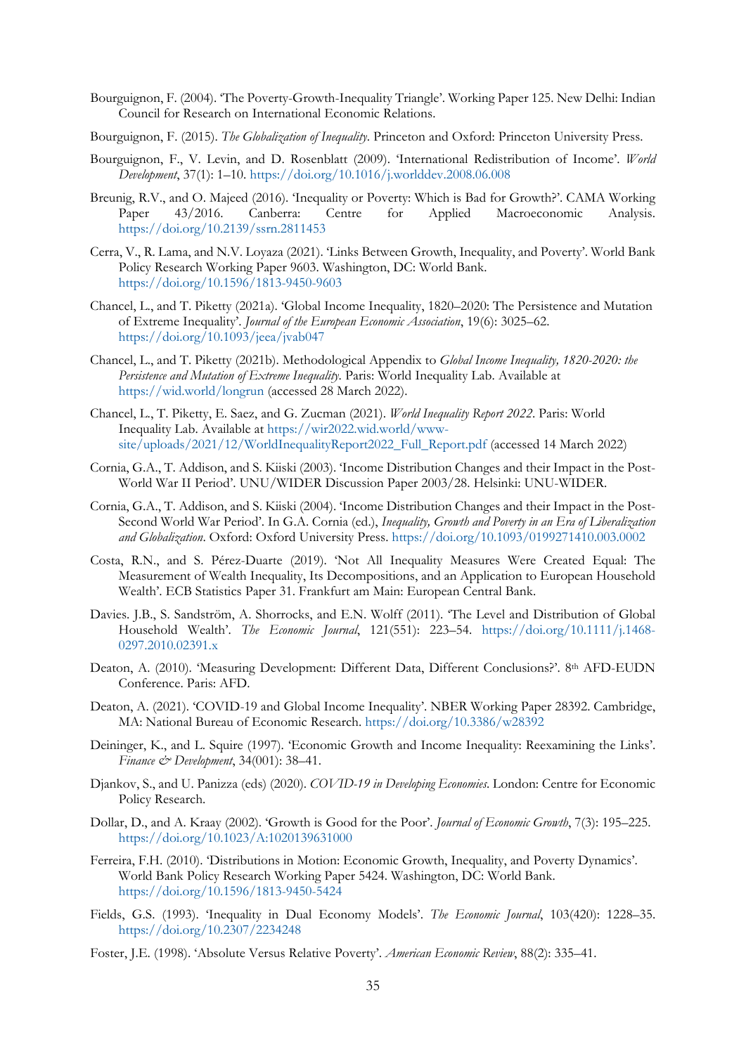Bourguignon, F. (2004). 'The Poverty-Growth-Inequality Triangle'. Working Paper 125. New Delhi: Indian Council for Research on International Economic Relations.

Bourguignon, F. (2015). *The Globalization of Inequality*. Princeton and Oxford: Princeton University Press.

Bourguignon, F., V. Levin, and D. Rosenblatt (2009). 'International Redistribution of Income'. *World Development*, 37(1): 1–10. https://doi.org/10.1016/j.worlddev.2008.06.008

Breunig, R.V., and O. Majeed (2016). 'Inequality or Poverty: Which is Bad for Growth?'. CAMA Working Paper 43/2016. Canberra: Centre for Applied Macroeconomic Analysis. https://doi.org/10.2139/ssrn.2811453

Cerra, V., R. Lama, and N.V. Loyaza (2021). 'Links Between Growth, Inequality, and Poverty'. World Bank Policy Research Working Paper 9603. Washington, DC: World Bank. https://doi.org/10.1596/1813-9450-9603

Chancel, L., and T. Piketty (2021a). 'Global Income Inequality, 1820–2020: The Persistence and Mutation of Extreme Inequality'. *Journal of the European Economic Association*, 19(6): 3025–62. https://doi.org/10.1093/jeea/jvab047

Chancel, L., and T. Piketty (2021b). Methodological Appendix to *Global Income Inequality, 1820-2020: the Persistence and Mutation of Extreme Inequality*. Paris: World Inequality Lab. Available at https://wid.world/longrun (accessed 28 March 2022).

Chancel, L., T. Piketty, E. Saez, and G. Zucman (2021). *World Inequality Report 2022*. Paris: World Inequality Lab. Available at https://wir2022.wid.world/www-site/uploads/2021/12/WorldInequalityReport2022_Full_Report.pdf (accessed 14 March 2022)

Cornia, G.A., T. Addison, and S. Kiiski (2003). 'Income Distribution Changes and their Impact in the Post-World War II Period'. UNU/WIDER Discussion Paper 2003/28. Helsinki: UNU-WIDER.

Cornia, G.A., T. Addison, and S. Kiiski (2004). 'Income Distribution Changes and their Impact in the Post-Second World War Period'. In G.A. Cornia (ed.), *Inequality, Growth and Poverty in an Era of Liberalization and Globalization*. Oxford: Oxford University Press. https://doi.org/10.1093/0199271410.003.0002

Costa, R.N., and S. Pérez-Duarte (2019). 'Not All Inequality Measures Were Created Equal: The Measurement of Wealth Inequality, Its Decompositions, and an Application to European Household Wealth'. ECB Statistics Paper 31. Frankfurt am Main: European Central Bank.

Davies. J.B., S. Sandström, A. Shorrocks, and E.N. Wolff (2011). 'The Level and Distribution of Global Household Wealth'. *The Economic Journal*, 121(551): 223–54. https://doi.org/10.1111/j.1468-0297.2010.02391.x

Deaton, A. (2010). 'Measuring Development: Different Data, Different Conclusions?'. 8th AFD-EUDN Conference. Paris: AFD.

Deaton, A. (2021). 'COVID-19 and Global Income Inequality'. NBER Working Paper 28392. Cambridge, MA: National Bureau of Economic Research. https://doi.org/10.3386/w28392

Deininger, K., and L. Squire (1997). 'Economic Growth and Income Inequality: Reexamining the Links'. *Finance & Development*, 34(001): 38–41.

Djankov, S., and U. Panizza (eds) (2020). *COVID-19 in Developing Economies*. London: Centre for Economic Policy Research.

Dollar, D., and A. Kraay (2002). 'Growth is Good for the Poor'. *Journal of Economic Growth*, 7(3): 195–225. https://doi.org/10.1023/A:1020139631000

Ferreira, F.H. (2010). 'Distributions in Motion: Economic Growth, Inequality, and Poverty Dynamics'. World Bank Policy Research Working Paper 5424. Washington, DC: World Bank. https://doi.org/10.1596/1813-9450-5424

Fields, G.S. (1993). 'Inequality in Dual Economy Models'. *The Economic Journal*, 103(420): 1228–35. https://doi.org/10.2307/2234248

Foster, J.E. (1998). 'Absolute Versus Relative Poverty'. *American Economic Review*, 88(2): 335–41.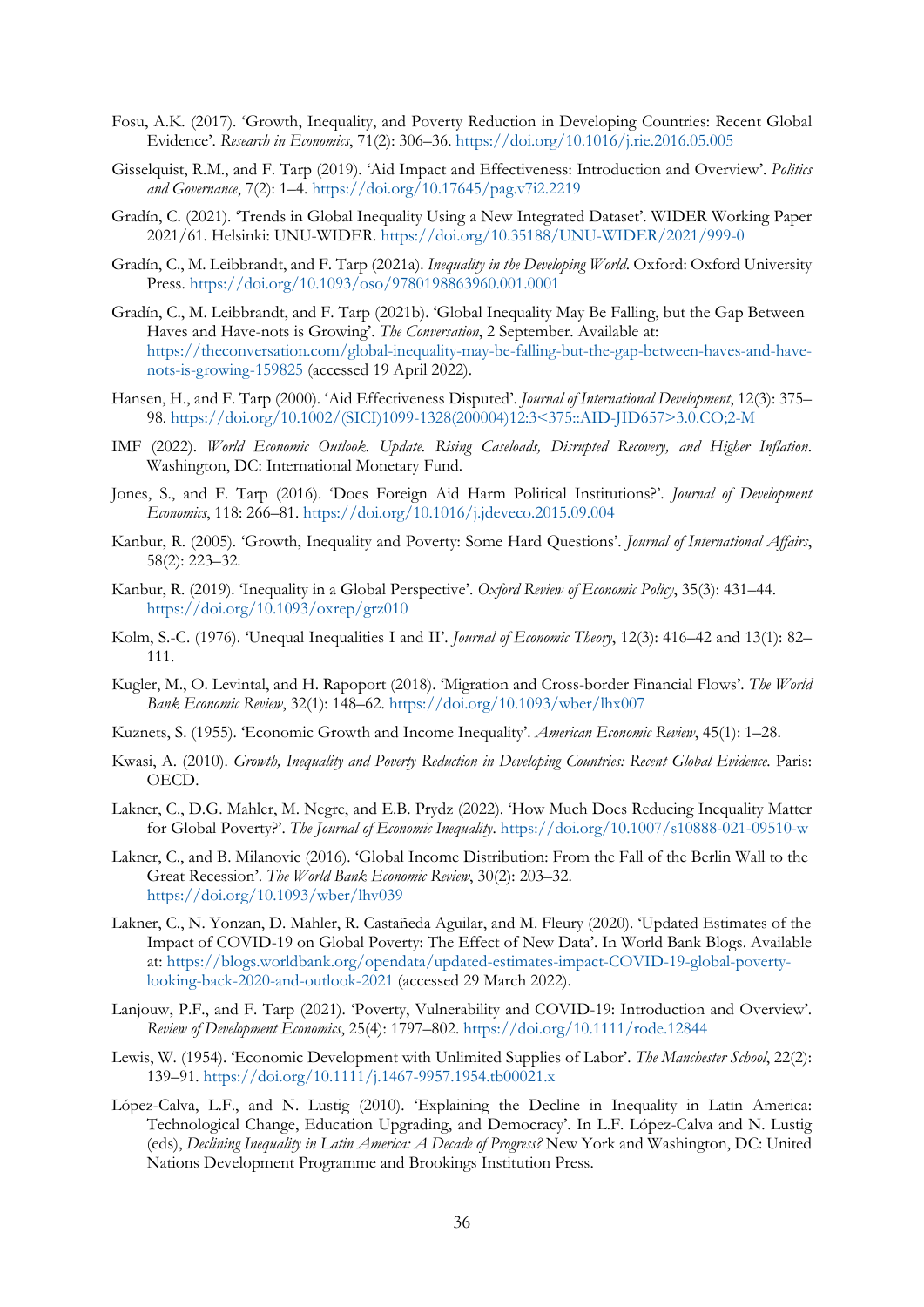Fosu, A.K. (2017). 'Growth, Inequality, and Poverty Reduction in Developing Countries: Recent Global Evidence'. *Research in Economics*, 71(2): 306–36. https://doi.org/10.1016/j.rie.2016.05.005

Gisselquist, R.M., and F. Tarp (2019). 'Aid Impact and Effectiveness: Introduction and Overview'. *Politics and Governance*, 7(2): 1–4. https://doi.org/10.17645/pag.v7i2.2219

Gradín, C. (2021). 'Trends in Global Inequality Using a New Integrated Dataset'. WIDER Working Paper 2021/61. Helsinki: UNU-WIDER. https://doi.org/10.35188/UNU-WIDER/2021/999-0

Gradín, C., M. Leibbrandt, and F. Tarp (2021a). *Inequality in the Developing World*. Oxford: Oxford University Press. https://doi.org/10.1093/oso/9780198863960.001.0001

Gradín, C., M. Leibbrandt, and F. Tarp (2021b). 'Global Inequality May Be Falling, but the Gap Between Haves and Have-nots is Growing'. *The Conversation*, 2 September. Available at: https://theconversation.com/global-inequality-may-be-falling-but-the-gap-between-haves-and-have-nots-is-growing-159825 (accessed 19 April 2022).

Hansen, H., and F. Tarp (2000). 'Aid Effectiveness Disputed'. *Journal of International Development*, 12(3): 375–98. https://doi.org/10.1002/(SICI)1099-1328(200004)12:3<375::AID-JID657>3.0.CO;2-M

IMF (2022). *World Economic Outlook. Update. Rising Caseloads, Disrupted Recovery, and Higher Inflation*. Washington, DC: International Monetary Fund.

Jones, S., and F. Tarp (2016). 'Does Foreign Aid Harm Political Institutions?'. *Journal of Development Economics*, 118: 266–81. https://doi.org/10.1016/j.jdeveco.2015.09.004

Kanbur, R. (2005). 'Growth, Inequality and Poverty: Some Hard Questions'. *Journal of International Affairs*, 58(2): 223–32.

Kanbur, R. (2019). 'Inequality in a Global Perspective'. *Oxford Review of Economic Policy*, 35(3): 431–44. https://doi.org/10.1093/oxrep/grz010

Kolm, S.-C. (1976). 'Unequal Inequalities I and II'. *Journal of Economic Theory*, 12(3): 416–42 and 13(1): 82–111.

Kugler, M., O. Levintal, and H. Rapoport (2018). 'Migration and Cross-border Financial Flows'. *The World Bank Economic Review*, 32(1): 148–62. https://doi.org/10.1093/wber/lhx007

Kuznets, S. (1955). 'Economic Growth and Income Inequality'. *American Economic Review*, 45(1): 1–28.

Kwasi, A. (2010). *Growth, Inequality and Poverty Reduction in Developing Countries: Recent Global Evidence.* Paris: OECD.

Lakner, C., D.G. Mahler, M. Negre, and E.B. Prydz (2022). 'How Much Does Reducing Inequality Matter for Global Poverty?'. *The Journal of Economic Inequality*. https://doi.org/10.1007/s10888-021-09510-w

Lakner, C., and B. Milanovic (2016). 'Global Income Distribution: From the Fall of the Berlin Wall to the Great Recession'. *The World Bank Economic Review*, 30(2): 203–32. https://doi.org/10.1093/wber/lhv039

Lakner, C., N. Yonzan, D. Mahler, R. Castañeda Aguilar, and M. Fleury (2020). 'Updated Estimates of the Impact of COVID-19 on Global Poverty: The Effect of New Data'. In World Bank Blogs. Available at: https://blogs.worldbank.org/opendata/updated-estimates-impact-COVID-19-global-poverty-looking-back-2020-and-outlook-2021 (accessed 29 March 2022).

Lanjouw, P.F., and F. Tarp (2021). 'Poverty, Vulnerability and COVID-19: Introduction and Overview'. *Review of Development Economics*, 25(4): 1797–802. https://doi.org/10.1111/rode.12844

Lewis, W. (1954). 'Economic Development with Unlimited Supplies of Labor'. *The Manchester School*, 22(2): 139–91. https://doi.org/10.1111/j.1467-9957.1954.tb00021.x

López-Calva, L.F., and N. Lustig (2010). 'Explaining the Decline in Inequality in Latin America: Technological Change, Education Upgrading, and Democracy'. In L.F. López-Calva and N. Lustig (eds), *Declining Inequality in Latin America: A Decade of Progress?* New York and Washington, DC: United Nations Development Programme and Brookings Institution Press.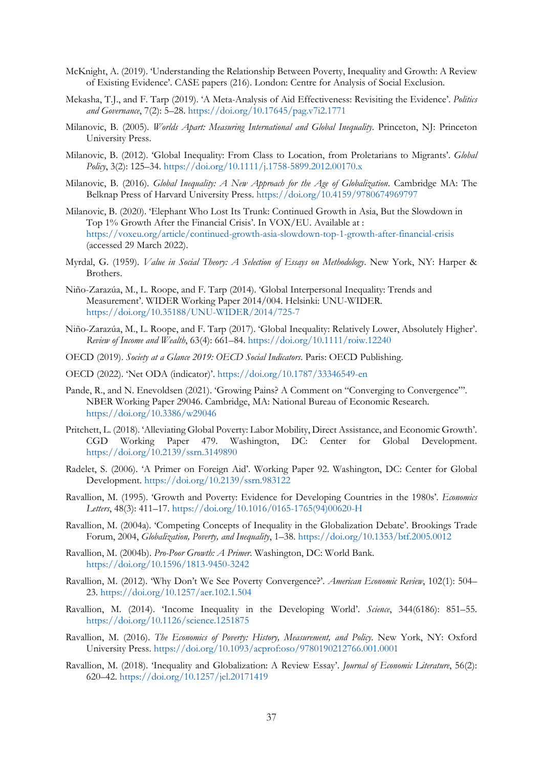McKnight, A. (2019). 'Understanding the Relationship Between Poverty, Inequality and Growth: A Review of Existing Evidence'. CASE papers (216). London: Centre for Analysis of Social Exclusion.

Mekasha, T.J., and F. Tarp (2019). 'A Meta-Analysis of Aid Effectiveness: Revisiting the Evidence'. *Politics and Governance*, 7(2): 5–28. https://doi.org/10.17645/pag.v7i2.1771

Milanovic, B. (2005). *Worlds Apart: Measuring International and Global Inequality*. Princeton, NJ: Princeton University Press.

Milanovic, B. (2012). 'Global Inequality: From Class to Location, from Proletarians to Migrants'. *Global Policy*, 3(2): 125–34. https://doi.org/10.1111/j.1758-5899.2012.00170.x

Milanovic, B. (2016). *Global Inequality: A New Approach for the Age of Globalization*. Cambridge MA: The Belknap Press of Harvard University Press. https://doi.org/10.4159/9780674969797

Milanovic, B. (2020). 'Elephant Who Lost Its Trunk: Continued Growth in Asia, But the Slowdown in Top 1% Growth After the Financial Crisis'. In VOX/EU. Available at : https://voxeu.org/article/continued-growth-asia-slowdown-top-1-growth-after-financial-crisis (accessed 29 March 2022).

Myrdal, G. (1959). *Value in Social Theory: A Selection of Essays on Methodology*. New York, NY: Harper & Brothers.

Niño-Zarazúa, M., L. Roope, and F. Tarp (2014). 'Global Interpersonal Inequality: Trends and Measurement'. WIDER Working Paper 2014/004. Helsinki: UNU-WIDER. https://doi.org/10.35188/UNU-WIDER/2014/725-7

Niño-Zarazúa, M., L. Roope, and F. Tarp (2017). 'Global Inequality: Relatively Lower, Absolutely Higher'. *Review of Income and Wealth*, 63(4): 661–84. https://doi.org/10.1111/roiw.12240

OECD (2019). *Society at a Glance 2019: OECD Social Indicators*. Paris: OECD Publishing.

OECD (2022). 'Net ODA (indicator)'. https://doi.org/10.1787/33346549-en

Pande, R., and N. Enevoldsen (2021). 'Growing Pains? A Comment on "Converging to Convergence"'. NBER Working Paper 29046. Cambridge, MA: National Bureau of Economic Research. https://doi.org/10.3386/w29046

Pritchett, L. (2018). 'Alleviating Global Poverty: Labor Mobility, Direct Assistance, and Economic Growth'. CGD Working Paper 479. Washington, DC: Center for Global Development. https://doi.org/10.2139/ssrn.3149890

Radelet, S. (2006). 'A Primer on Foreign Aid'. Working Paper 92. Washington, DC: Center for Global Development. https://doi.org/10.2139/ssrn.983122

Ravallion, M. (1995). 'Growth and Poverty: Evidence for Developing Countries in the 1980s'. *Economics Letters*, 48(3): 411–17. https://doi.org/10.1016/0165-1765(94)00620-H

Ravallion, M. (2004a). 'Competing Concepts of Inequality in the Globalization Debate'. Brookings Trade Forum, 2004, *Globalization, Poverty, and Inequality*, 1–38. https://doi.org/10.1353/btf.2005.0012

Ravallion, M. (2004b). *Pro-Poor Growth: A Primer*. Washington, DC: World Bank. https://doi.org/10.1596/1813-9450-3242

Ravallion, M. (2012). 'Why Don't We See Poverty Convergence?'. *American Economic Review*, 102(1): 504–23. https://doi.org/10.1257/aer.102.1.504

Ravallion, M. (2014). 'Income Inequality in the Developing World'. *Science*, 344(6186): 851–55. https://doi.org/10.1126/science.1251875

Ravallion, M. (2016). *The Economics of Poverty: History, Measurement, and Policy*. New York, NY: Oxford University Press. https://doi.org/10.1093/acprof:oso/9780190212766.001.0001

Ravallion, M. (2018). 'Inequality and Globalization: A Review Essay'. *Journal of Economic Literature*, 56(2): 620–42. https://doi.org/10.1257/jel.20171419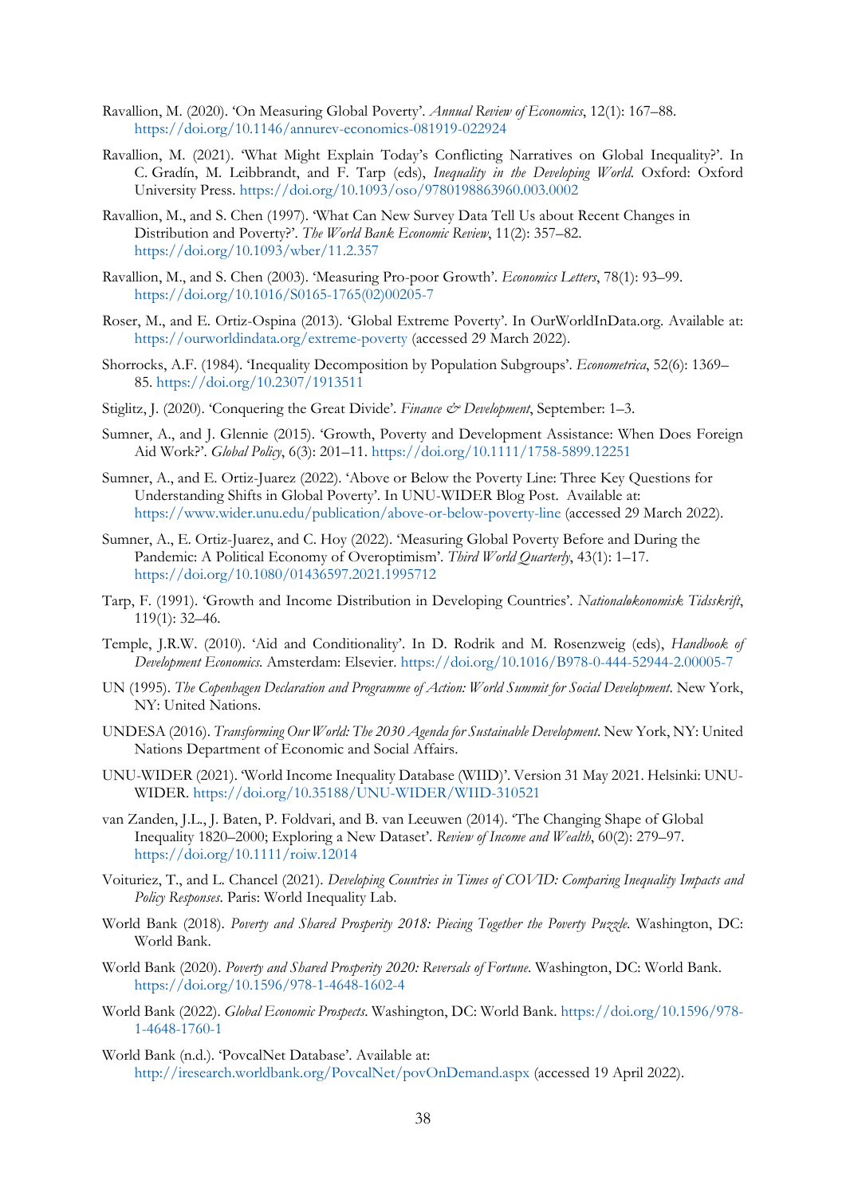Ravallion, M. (2020). 'On Measuring Global Poverty'. *Annual Review of Economics*, 12(1): 167–88. https://doi.org/10.1146/annurev-economics-081919-022924

Ravallion, M. (2021). 'What Might Explain Today's Conflicting Narratives on Global Inequality?'. In C. Gradín, M. Leibbrandt, and F. Tarp (eds), *Inequality in the Developing World*. Oxford: Oxford University Press. https://doi.org/10.1093/oso/9780198863960.003.0002

Ravallion, M., and S. Chen (1997). 'What Can New Survey Data Tell Us about Recent Changes in Distribution and Poverty?'. *The World Bank Economic Review*, 11(2): 357–82. https://doi.org/10.1093/wber/11.2.357

Ravallion, M., and S. Chen (2003). 'Measuring Pro-poor Growth'. *Economics Letters*, 78(1): 93–99. https://doi.org/10.1016/S0165-1765(02)00205-7

Roser, M., and E. Ortiz-Ospina (2013). 'Global Extreme Poverty'. In OurWorldInData.org. Available at: https://ourworldindata.org/extreme-poverty (accessed 29 March 2022).

Shorrocks, A.F. (1984). 'Inequality Decomposition by Population Subgroups'. *Econometrica*, 52(6): 1369–85. https://doi.org/10.2307/1913511

Stiglitz, J. (2020). 'Conquering the Great Divide'. *Finance & Development*, September: 1–3.

Sumner, A., and J. Glennie (2015). 'Growth, Poverty and Development Assistance: When Does Foreign Aid Work?'. *Global Policy*, 6(3): 201–11. https://doi.org/10.1111/1758-5899.12251

Sumner, A., and E. Ortiz-Juarez (2022). 'Above or Below the Poverty Line: Three Key Questions for Understanding Shifts in Global Poverty'. In UNU-WIDER Blog Post. Available at: https://www.wider.unu.edu/publication/above-or-below-poverty-line (accessed 29 March 2022).

Sumner, A., E. Ortiz-Juarez, and C. Hoy (2022). 'Measuring Global Poverty Before and During the Pandemic: A Political Economy of Overoptimism'. *Third World Quarterly*, 43(1): 1–17. https://doi.org/10.1080/01436597.2021.1995712

Tarp, F. (1991). 'Growth and Income Distribution in Developing Countries'. *Nationaløkonomisk Tidsskrift*, 119(1): 32–46.

Temple, J.R.W. (2010). 'Aid and Conditionality'. In D. Rodrik and M. Rosenzweig (eds), *Handbook of Development Economics*. Amsterdam: Elsevier. https://doi.org/10.1016/B978-0-444-52944-2.00005-7

UN (1995). *The Copenhagen Declaration and Programme of Action: World Summit for Social Development*. New York, NY: United Nations.

UNDESA (2016). *Transforming Our World: The 2030 Agenda for Sustainable Development*. New York, NY: United Nations Department of Economic and Social Affairs.

UNU-WIDER (2021). 'World Income Inequality Database (WIID)'. Version 31 May 2021. Helsinki: UNU-WIDER. https://doi.org/10.35188/UNU-WIDER/WIID-310521

van Zanden, J.L., J. Baten, P. Foldvari, and B. van Leeuwen (2014). 'The Changing Shape of Global Inequality 1820–2000; Exploring a New Dataset'. *Review of Income and Wealth*, 60(2): 279–97. https://doi.org/10.1111/roiw.12014

Voituriez, T., and L. Chancel (2021). *Developing Countries in Times of COVID: Comparing Inequality Impacts and Policy Responses*. Paris: World Inequality Lab.

World Bank (2018). *Poverty and Shared Prosperity 2018: Piecing Together the Poverty Puzzle*. Washington, DC: World Bank.

World Bank (2020). *Poverty and Shared Prosperity 2020: Reversals of Fortune*. Washington, DC: World Bank. https://doi.org/10.1596/978-1-4648-1602-4

World Bank (2022). *Global Economic Prospects*. Washington, DC: World Bank. https://doi.org/10.1596/978-1-4648-1760-1

World Bank (n.d.). 'PovcalNet Database'. Available at: http://iresearch.worldbank.org/PovcalNet/povOnDemand.aspx (accessed 19 April 2022).